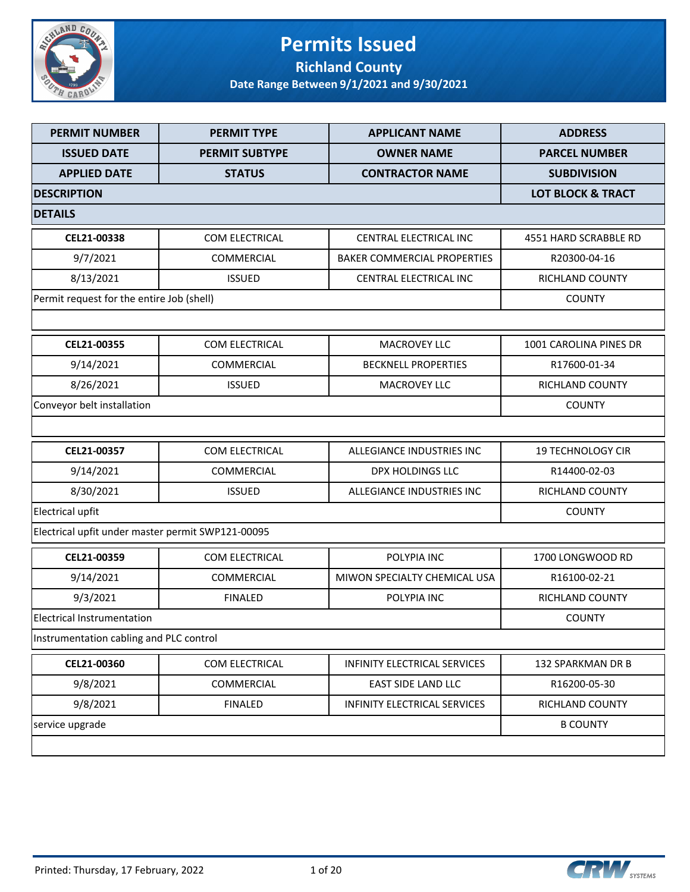# Permits Issued

## Richland County

### Date Range Between 9/1/2021 and 9/30/2021

| PERMIT NUMBER | PERMIT TYPE | APPLICANT NAME | ADDRESS |
|---|---|---|---|
| ISSUED DATE | PERMIT SUBTYPE | OWNER NAME | PARCEL NUMBER |
| APPLIED DATE | STATUS | CONTRACTOR NAME | SUBDIVISION |
| DESCRIPTION | | | LOT BLOCK & TRACT |
| DETAILS | | | |
| CEL21-00338 | COM ELECTRICAL | CENTRAL ELECTRICAL INC | 4551 HARD SCRABBLE RD |
| 9/7/2021 | COMMERCIAL | BAKER COMMERCIAL PROPERTIES | R20300-04-16 |
| 8/13/2021 | ISSUED | CENTRAL ELECTRICAL INC | RICHLAND COUNTY |
| Permit request for the entire Job (shell) | | | COUNTY |
| | | | |
| CEL21-00355 | COM ELECTRICAL | MACROVEY LLC | 1001 CAROLINA PINES DR |
| 9/14/2021 | COMMERCIAL | BECKNELL PROPERTIES | R17600-01-34 |
| 8/26/2021 | ISSUED | MACROVEY LLC | RICHLAND COUNTY |
| Conveyor belt installation | | | COUNTY |
| | | | |
| CEL21-00357 | COM ELECTRICAL | ALLEGIANCE INDUSTRIES INC | 19 TECHNOLOGY CIR |
| 9/14/2021 | COMMERCIAL | DPX HOLDINGS LLC | R14400-02-03 |
| 8/30/2021 | ISSUED | ALLEGIANCE INDUSTRIES INC | RICHLAND COUNTY |
| Electrical upfit | | | COUNTY |
| Electrical upfit under master permit SWP121-00095 | | | |
| CEL21-00359 | COM ELECTRICAL | POLYPIA INC | 1700 LONGWOOD RD |
| 9/14/2021 | COMMERCIAL | MIWON SPECIALTY CHEMICAL USA | R16100-02-21 |
| 9/3/2021 | FINALED | POLYPIA INC | RICHLAND COUNTY |
| Electrical Instrumentation | | | COUNTY |
| Instrumentation cabling and PLC control | | | |
| CEL21-00360 | COM ELECTRICAL | INFINITY ELECTRICAL SERVICES | 132 SPARKMAN DR B |
| 9/8/2021 | COMMERCIAL | EAST SIDE LAND LLC | R16200-05-30 |
| 9/8/2021 | FINALED | INFINITY ELECTRICAL SERVICES | RICHLAND COUNTY |
| service upgrade | | | B COUNTY |
| | | | |

Printed: Thursday, 17 February, 2022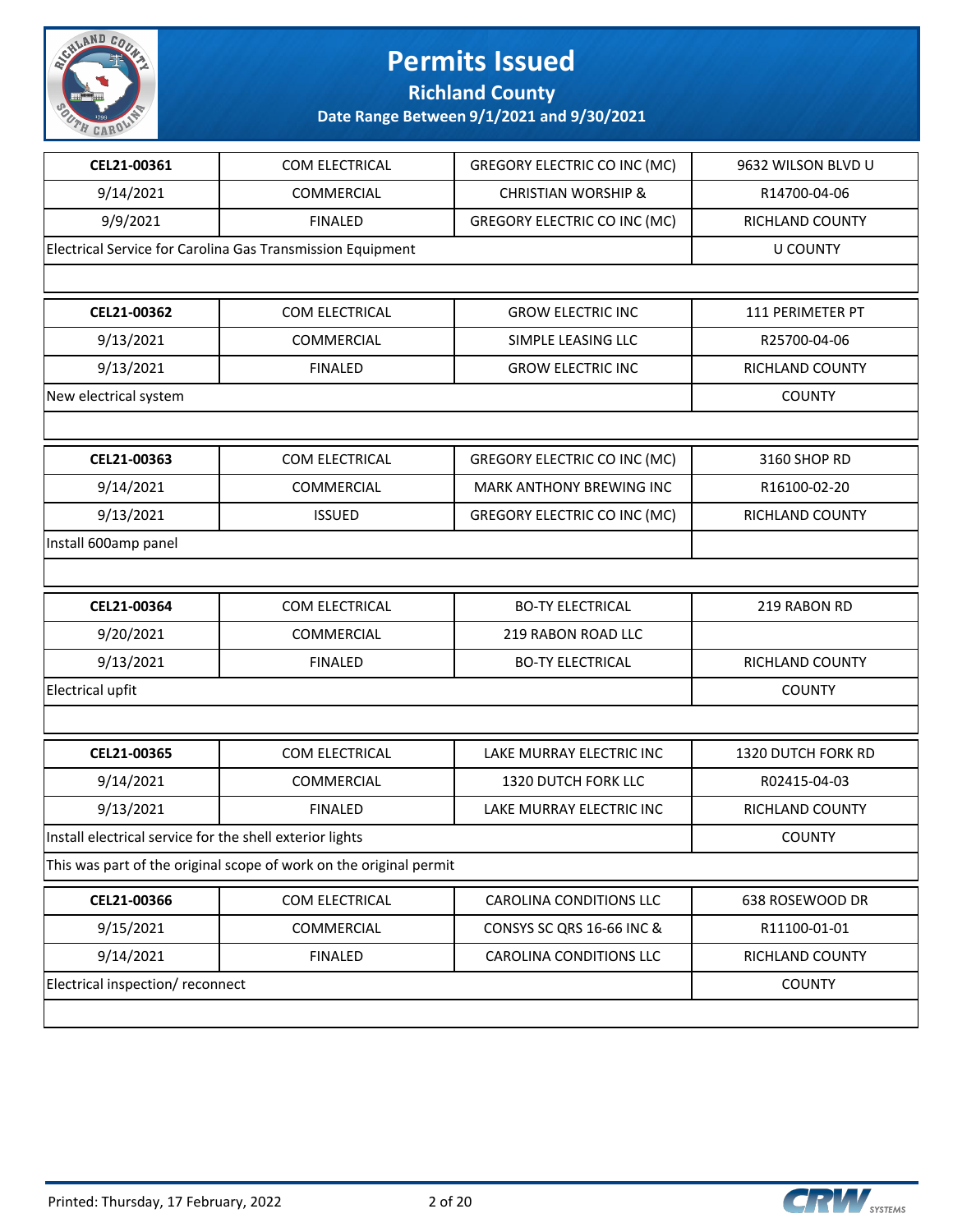# Permits Issued

## Richland County

### Date Range Between 9/1/2021 and 9/30/2021

| | | | |
|---|---|---|---|
| **CEL21-00361** | COM ELECTRICAL | GREGORY ELECTRIC CO INC (MC) | 9632 WILSON BLVD U |
| 9/14/2021 | COMMERCIAL | CHRISTIAN WORSHIP & | R14700-04-06 |
| 9/9/2021 | FINALED | GREGORY ELECTRIC CO INC (MC) | RICHLAND COUNTY |
| Electrical Service for Carolina Gas Transmission Equipment | | | U COUNTY |
| | | | |

| | | | |
|---|---|---|---|
| **CEL21-00362** | COM ELECTRICAL | GROW ELECTRIC INC | 111 PERIMETER PT |
| 9/13/2021 | COMMERCIAL | SIMPLE LEASING LLC | R25700-04-06 |
| 9/13/2021 | FINALED | GROW ELECTRIC INC | RICHLAND COUNTY |
| New electrical system | | | COUNTY |
| | | | |

| | | | |
|---|---|---|---|
| **CEL21-00363** | COM ELECTRICAL | GREGORY ELECTRIC CO INC (MC) | 3160 SHOP RD |
| 9/14/2021 | COMMERCIAL | MARK ANTHONY BREWING INC | R16100-02-20 |
| 9/13/2021 | ISSUED | GREGORY ELECTRIC CO INC (MC) | RICHLAND COUNTY |
| Install 600amp panel | | | |
| | | | |

| | | | |
|---|---|---|---|
| **CEL21-00364** | COM ELECTRICAL | BO-TY ELECTRICAL | 219 RABON RD |
| 9/20/2021 | COMMERCIAL | 219 RABON ROAD LLC | |
| 9/13/2021 | FINALED | BO-TY ELECTRICAL | RICHLAND COUNTY |
| Electrical upfit | | | COUNTY |
| | | | |

| | | | |
|---|---|---|---|
| **CEL21-00365** | COM ELECTRICAL | LAKE MURRAY ELECTRIC INC | 1320 DUTCH FORK RD |
| 9/14/2021 | COMMERCIAL | 1320 DUTCH FORK LLC | R02415-04-03 |
| 9/13/2021 | FINALED | LAKE MURRAY ELECTRIC INC | RICHLAND COUNTY |
| Install electrical service for the shell exterior lights | | | COUNTY |
| This was part of the original scope of work on the original permit | | | |

| | | | |
|---|---|---|---|
| **CEL21-00366** | COM ELECTRICAL | CAROLINA CONDITIONS LLC | 638 ROSEWOOD DR |
| 9/15/2021 | COMMERCIAL | CONSYS SC QRS 16-66 INC & | R11100-01-01 |
| 9/14/2021 | FINALED | CAROLINA CONDITIONS LLC | RICHLAND COUNTY |
| Electrical inspection/ reconnect | | | COUNTY |
| | | | |

Printed: Thursday, 17 February, 2022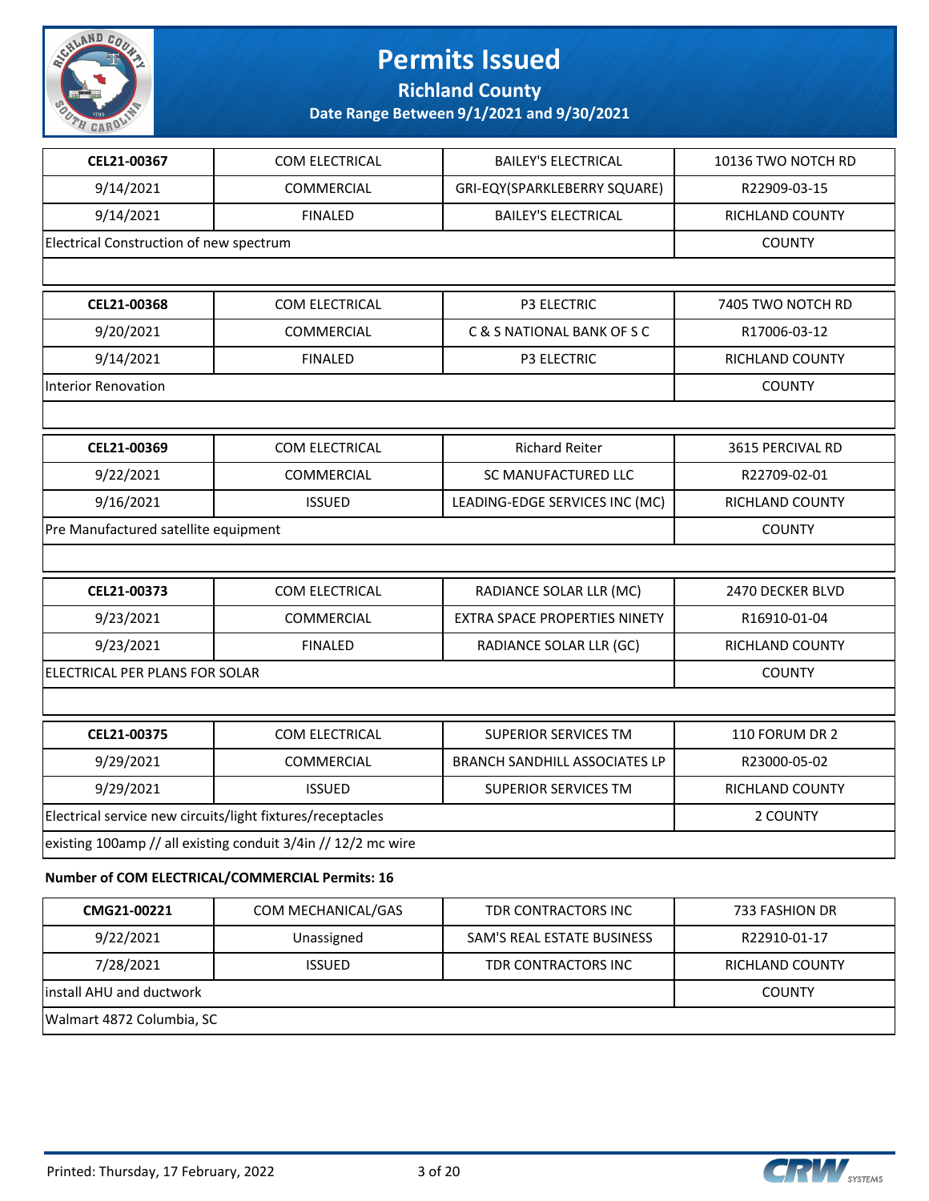# Permits Issued

**Richland County**

**Date Range Between 9/1/2021 and 9/30/2021**

| CEL21-00367 | COM ELECTRICAL | BAILEY'S ELECTRICAL | 10136 TWO NOTCH RD |
|---|---|---|---|
| 9/14/2021 | COMMERCIAL | GRI-EQY(SPARKLEBERRY SQUARE) | R22909-03-15 |
| 9/14/2021 | FINALED | BAILEY'S ELECTRICAL | RICHLAND COUNTY |
| Electrical Construction of new spectrum | | | COUNTY |

| CEL21-00368 | COM ELECTRICAL | P3 ELECTRIC | 7405 TWO NOTCH RD |
|---|---|---|---|
| 9/20/2021 | COMMERCIAL | C & S NATIONAL BANK OF S C | R17006-03-12 |
| 9/14/2021 | FINALED | P3 ELECTRIC | RICHLAND COUNTY |
| Interior Renovation | | | COUNTY |

| CEL21-00369 | COM ELECTRICAL | Richard Reiter | 3615 PERCIVAL RD |
|---|---|---|---|
| 9/22/2021 | COMMERCIAL | SC MANUFACTURED LLC | R22709-02-01 |
| 9/16/2021 | ISSUED | LEADING-EDGE SERVICES INC (MC) | RICHLAND COUNTY |
| Pre Manufactured satellite equipment | | | COUNTY |

| CEL21-00373 | COM ELECTRICAL | RADIANCE SOLAR LLR (MC) | 2470 DECKER BLVD |
|---|---|---|---|
| 9/23/2021 | COMMERCIAL | EXTRA SPACE PROPERTIES NINETY | R16910-01-04 |
| 9/23/2021 | FINALED | RADIANCE SOLAR LLR (GC) | RICHLAND COUNTY |
| ELECTRICAL PER PLANS FOR SOLAR | | | COUNTY |

| CEL21-00375 | COM ELECTRICAL | SUPERIOR SERVICES TM | 110 FORUM DR 2 |
|---|---|---|---|
| 9/29/2021 | COMMERCIAL | BRANCH SANDHILL ASSOCIATES LP | R23000-05-02 |
| 9/29/2021 | ISSUED | SUPERIOR SERVICES TM | RICHLAND COUNTY |
| Electrical service new circuits/light fixtures/receptacles | | | 2 COUNTY |
| existing 100amp // all existing conduit 3/4in // 12/2 mc wire | | | |

**Number of COM ELECTRICAL/COMMERCIAL Permits: 16**

| CMG21-00221 | COM MECHANICAL/GAS | TDR CONTRACTORS INC | 733 FASHION DR |
|---|---|---|---|
| 9/22/2021 | Unassigned | SAM'S REAL ESTATE BUSINESS | R22910-01-17 |
| 7/28/2021 | ISSUED | TDR CONTRACTORS INC | RICHLAND COUNTY |
| install AHU and ductwork | | | COUNTY |
| Walmart 4872 Columbia, SC | | | |

Printed: Thursday, 17 February, 2022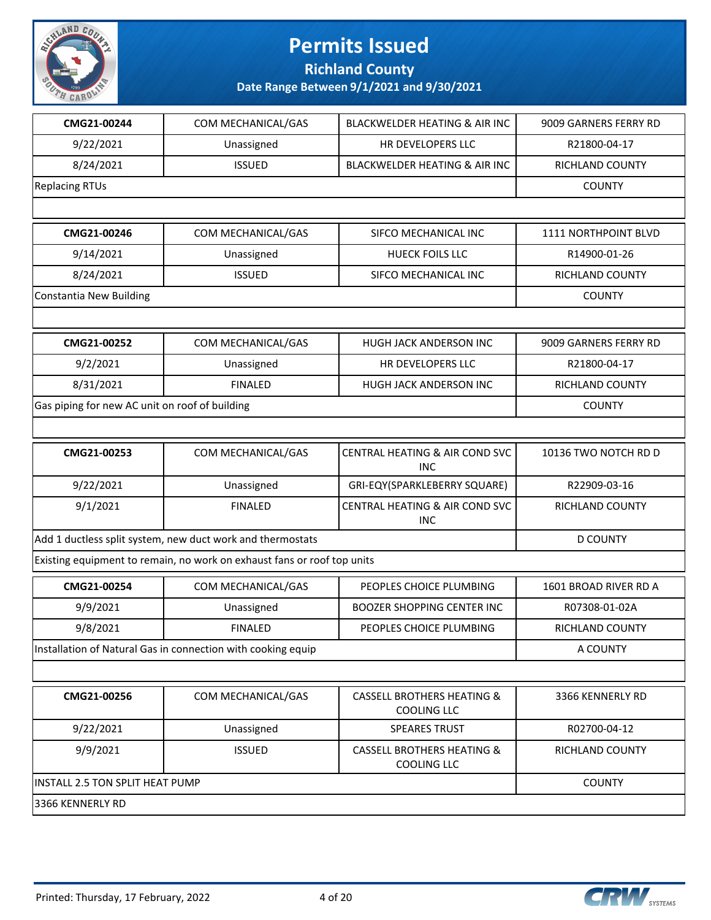# Permits Issued

## Richland County

### Date Range Between 9/1/2021 and 9/30/2021

| | | | |
|---|---|---|---|
| **CMG21-00244** | COM MECHANICAL/GAS | BLACKWELDER HEATING & AIR INC | 9009 GARNERS FERRY RD |
| 9/22/2021 | Unassigned | HR DEVELOPERS LLC | R21800-04-17 |
| 8/24/2021 | ISSUED | BLACKWELDER HEATING & AIR INC | RICHLAND COUNTY |
| Replacing RTUs | | | COUNTY |
| | | | |

| | | | |
|---|---|---|---|
| **CMG21-00246** | COM MECHANICAL/GAS | SIFCO MECHANICAL INC | 1111 NORTHPOINT BLVD |
| 9/14/2021 | Unassigned | HUECK FOILS LLC | R14900-01-26 |
| 8/24/2021 | ISSUED | SIFCO MECHANICAL INC | RICHLAND COUNTY |
| Constantia New Building | | | COUNTY |
| | | | |

| | | | |
|---|---|---|---|
| **CMG21-00252** | COM MECHANICAL/GAS | HUGH JACK ANDERSON INC | 9009 GARNERS FERRY RD |
| 9/2/2021 | Unassigned | HR DEVELOPERS LLC | R21800-04-17 |
| 8/31/2021 | FINALED | HUGH JACK ANDERSON INC | RICHLAND COUNTY |
| Gas piping for new AC unit on roof of building | | | COUNTY |
| | | | |

| | | | |
|---|---|---|---|
| **CMG21-00253** | COM MECHANICAL/GAS | CENTRAL HEATING & AIR COND SVC INC | 10136 TWO NOTCH RD D |
| 9/22/2021 | Unassigned | GRI-EQY(SPARKLEBERRY SQUARE) | R22909-03-16 |
| 9/1/2021 | FINALED | CENTRAL HEATING & AIR COND SVC INC | RICHLAND COUNTY |
| Add 1 ductless split system, new duct work and thermostats | | | D COUNTY |
| Existing equipment to remain, no work on exhaust fans or roof top units | | | |

| | | | |
|---|---|---|---|
| **CMG21-00254** | COM MECHANICAL/GAS | PEOPLES CHOICE PLUMBING | 1601 BROAD RIVER RD A |
| 9/9/2021 | Unassigned | BOOZER SHOPPING CENTER INC | R07308-01-02A |
| 9/8/2021 | FINALED | PEOPLES CHOICE PLUMBING | RICHLAND COUNTY |
| Installation of Natural Gas in connection with cooking equip | | | A COUNTY |
| | | | |

| | | | |
|---|---|---|---|
| **CMG21-00256** | COM MECHANICAL/GAS | CASSELL BROTHERS HEATING & COOLING LLC | 3366 KENNERLY RD |
| 9/22/2021 | Unassigned | SPEARES TRUST | R02700-04-12 |
| 9/9/2021 | ISSUED | CASSELL BROTHERS HEATING & COOLING LLC | RICHLAND COUNTY |
| INSTALL 2.5 TON SPLIT HEAT PUMP | | | COUNTY |
| 3366 KENNERLY RD | | | |

Printed: Thursday, 17 February, 2022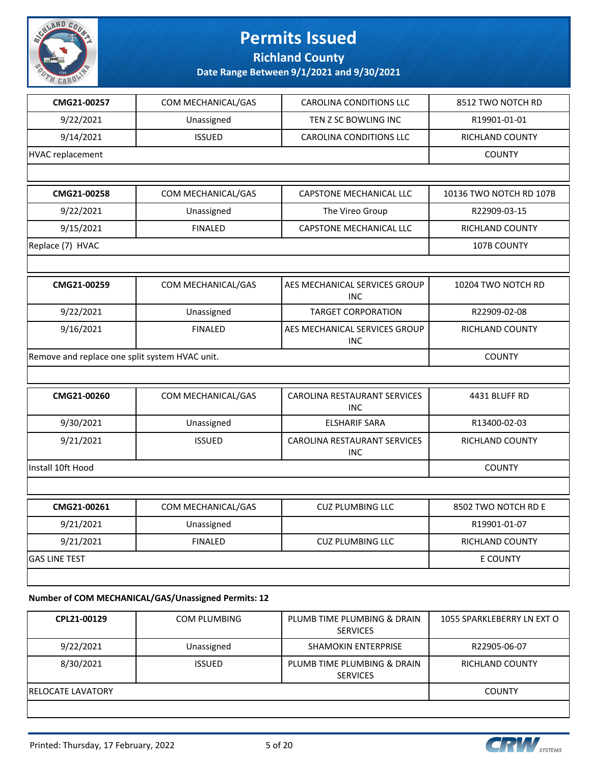# Permits Issued

**Richland County**

**Date Range Between 9/1/2021 and 9/30/2021**

| **CMG21-00257** | COM MECHANICAL/GAS | CAROLINA CONDITIONS LLC | 8512 TWO NOTCH RD |
|---|---|---|---|
| 9/22/2021 | Unassigned | TEN Z SC BOWLING INC | R19901-01-01 |
| 9/14/2021 | ISSUED | CAROLINA CONDITIONS LLC | RICHLAND COUNTY |
| HVAC replacement | | | COUNTY |

| **CMG21-00258** | COM MECHANICAL/GAS | CAPSTONE MECHANICAL LLC | 10136 TWO NOTCH RD 107B |
|---|---|---|---|
| 9/22/2021 | Unassigned | The Vireo Group | R22909-03-15 |
| 9/15/2021 | FINALED | CAPSTONE MECHANICAL LLC | RICHLAND COUNTY |
| Replace (7) HVAC | | | 107B COUNTY |

| **CMG21-00259** | COM MECHANICAL/GAS | AES MECHANICAL SERVICES GROUP INC | 10204 TWO NOTCH RD |
|---|---|---|---|
| 9/22/2021 | Unassigned | TARGET CORPORATION | R22909-02-08 |
| 9/16/2021 | FINALED | AES MECHANICAL SERVICES GROUP INC | RICHLAND COUNTY |
| Remove and replace one split system HVAC unit. | | | COUNTY |

| **CMG21-00260** | COM MECHANICAL/GAS | CAROLINA RESTAURANT SERVICES INC | 4431 BLUFF RD |
|---|---|---|---|
| 9/30/2021 | Unassigned | ELSHARIF SARA | R13400-02-03 |
| 9/21/2021 | ISSUED | CAROLINA RESTAURANT SERVICES INC | RICHLAND COUNTY |
| Install 10ft Hood | | | COUNTY |

| **CMG21-00261** | COM MECHANICAL/GAS | CUZ PLUMBING LLC | 8502 TWO NOTCH RD E |
|---|---|---|---|
| 9/21/2021 | Unassigned | | R19901-01-07 |
| 9/21/2021 | FINALED | CUZ PLUMBING LLC | RICHLAND COUNTY |
| GAS LINE TEST | | | E COUNTY |

**Number of COM MECHANICAL/GAS/Unassigned Permits: 12**

| **CPL21-00129** | COM PLUMBING | PLUMB TIME PLUMBING & DRAIN SERVICES | 1055 SPARKLEBERRY LN EXT O |
|---|---|---|---|
| 9/22/2021 | Unassigned | SHAMOKIN ENTERPRISE | R22905-06-07 |
| 8/30/2021 | ISSUED | PLUMB TIME PLUMBING & DRAIN SERVICES | RICHLAND COUNTY |
| RELOCATE LAVATORY | | | COUNTY |

Printed: Thursday, 17 February, 2022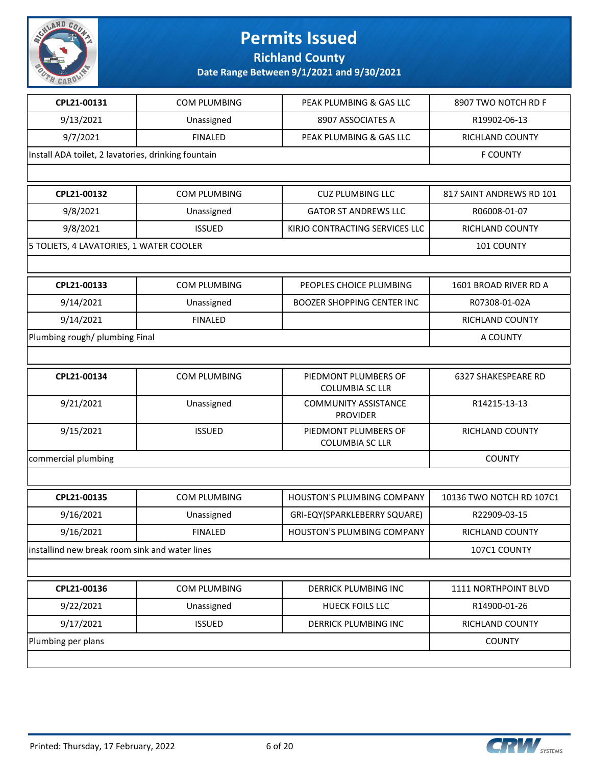# Permits Issued

**Richland County**

**Date Range Between 9/1/2021 and 9/30/2021**

| CPL21-00131 | COM PLUMBING | PEAK PLUMBING & GAS LLC | 8907 TWO NOTCH RD F |
|---|---|---|---|
| 9/13/2021 | Unassigned | 8907 ASSOCIATES A | R19902-06-13 |
| 9/7/2021 | FINALED | PEAK PLUMBING & GAS LLC | RICHLAND COUNTY |
| Install ADA toilet, 2 lavatories, drinking fountain | | | F COUNTY |

| CPL21-00132 | COM PLUMBING | CUZ PLUMBING LLC | 817 SAINT ANDREWS RD 101 |
|---|---|---|---|
| 9/8/2021 | Unassigned | GATOR ST ANDREWS LLC | R06008-01-07 |
| 9/8/2021 | ISSUED | KIRJO CONTRACTING SERVICES LLC | RICHLAND COUNTY |
| 5 TOLIETS, 4 LAVATORIES, 1 WATER COOLER | | | 101 COUNTY |

| CPL21-00133 | COM PLUMBING | PEOPLES CHOICE PLUMBING | 1601 BROAD RIVER RD A |
|---|---|---|---|
| 9/14/2021 | Unassigned | BOOZER SHOPPING CENTER INC | R07308-01-02A |
| 9/14/2021 | FINALED | | RICHLAND COUNTY |
| Plumbing rough/ plumbing Final | | | A COUNTY |

| CPL21-00134 | COM PLUMBING | PIEDMONT PLUMBERS OF COLUMBIA SC LLR | 6327 SHAKESPEARE RD |
|---|---|---|---|
| 9/21/2021 | Unassigned | COMMUNITY ASSISTANCE PROVIDER | R14215-13-13 |
| 9/15/2021 | ISSUED | PIEDMONT PLUMBERS OF COLUMBIA SC LLR | RICHLAND COUNTY |
| commercial plumbing | | | COUNTY |

| CPL21-00135 | COM PLUMBING | HOUSTON'S PLUMBING COMPANY | 10136 TWO NOTCH RD 107C1 |
|---|---|---|---|
| 9/16/2021 | Unassigned | GRI-EQY(SPARKLEBERRY SQUARE) | R22909-03-15 |
| 9/16/2021 | FINALED | HOUSTON'S PLUMBING COMPANY | RICHLAND COUNTY |
| installind new break room sink and water lines | | | 107C1 COUNTY |

| CPL21-00136 | COM PLUMBING | DERRICK PLUMBING INC | 1111 NORTHPOINT BLVD |
|---|---|---|---|
| 9/22/2021 | Unassigned | HUECK FOILS LLC | R14900-01-26 |
| 9/17/2021 | ISSUED | DERRICK PLUMBING INC | RICHLAND COUNTY |
| Plumbing per plans | | | COUNTY |

Printed: Thursday, 17 February, 2022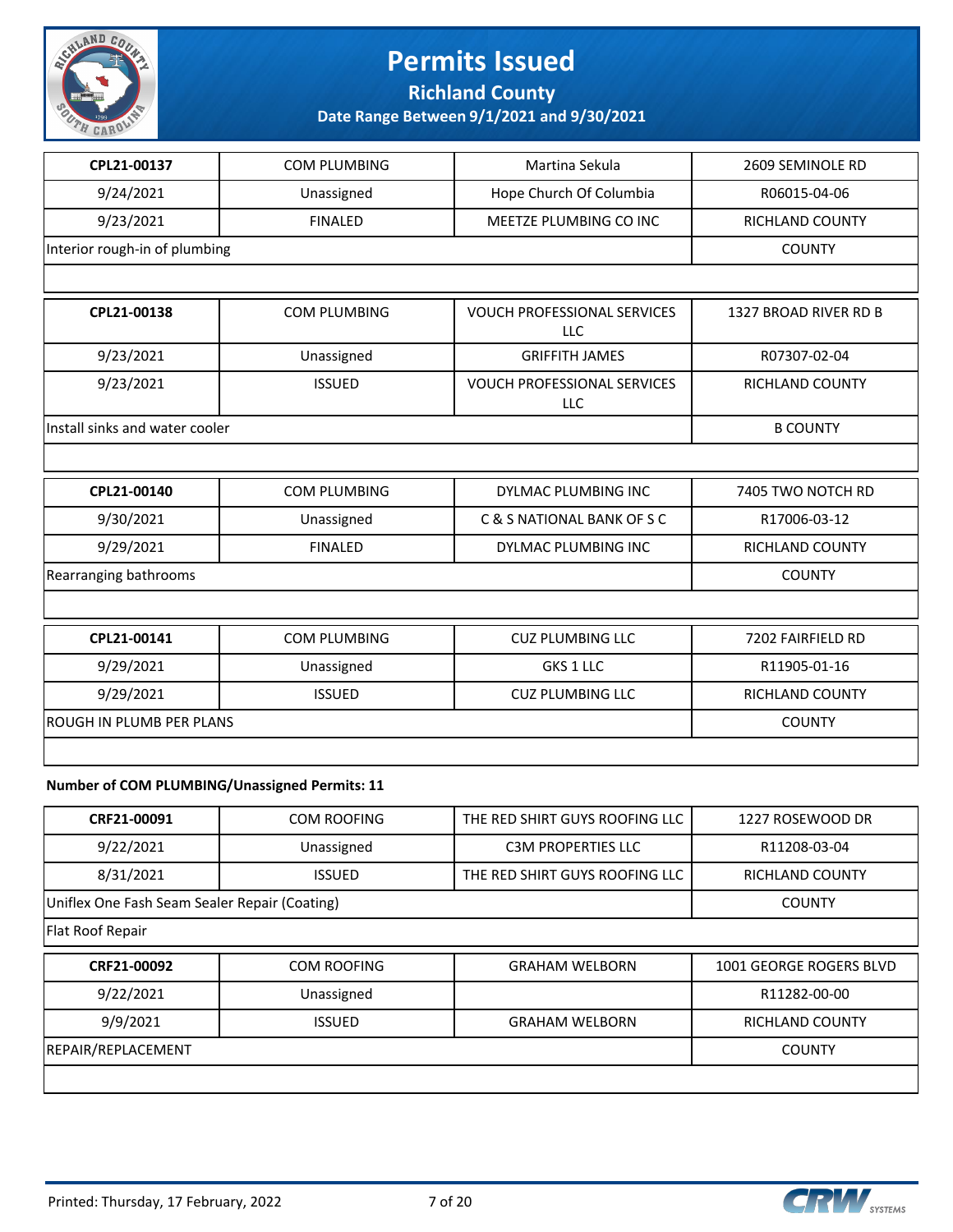# Permits Issued

**Richland County**

**Date Range Between 9/1/2021 and 9/30/2021**

| | | | |
|---|---|---|---|
| **CPL21-00137** | COM PLUMBING | Martina Sekula | 2609 SEMINOLE RD |
| 9/24/2021 | Unassigned | Hope Church Of Columbia | R06015-04-06 |
| 9/23/2021 | FINALED | MEETZE PLUMBING CO INC | RICHLAND COUNTY |
| Interior rough-in of plumbing | | | COUNTY |

| | | | |
|---|---|---|---|
| **CPL21-00138** | COM PLUMBING | VOUCH PROFESSIONAL SERVICES LLC | 1327 BROAD RIVER RD B |
| 9/23/2021 | Unassigned | GRIFFITH JAMES | R07307-02-04 |
| 9/23/2021 | ISSUED | VOUCH PROFESSIONAL SERVICES LLC | RICHLAND COUNTY |
| Install sinks and water cooler | | | B COUNTY |

| | | | |
|---|---|---|---|
| **CPL21-00140** | COM PLUMBING | DYLMAC PLUMBING INC | 7405 TWO NOTCH RD |
| 9/30/2021 | Unassigned | C & S NATIONAL BANK OF S C | R17006-03-12 |
| 9/29/2021 | FINALED | DYLMAC PLUMBING INC | RICHLAND COUNTY |
| Rearranging bathrooms | | | COUNTY |

| | | | |
|---|---|---|---|
| **CPL21-00141** | COM PLUMBING | CUZ PLUMBING LLC | 7202 FAIRFIELD RD |
| 9/29/2021 | Unassigned | GKS 1 LLC | R11905-01-16 |
| 9/29/2021 | ISSUED | CUZ PLUMBING LLC | RICHLAND COUNTY |
| ROUGH IN PLUMB PER PLANS | | | COUNTY |

**Number of COM PLUMBING/Unassigned Permits: 11**

| | | | |
|---|---|---|---|
| **CRF21-00091** | COM ROOFING | THE RED SHIRT GUYS ROOFING LLC | 1227 ROSEWOOD DR |
| 9/22/2021 | Unassigned | C3M PROPERTIES LLC | R11208-03-04 |
| 8/31/2021 | ISSUED | THE RED SHIRT GUYS ROOFING LLC | RICHLAND COUNTY |
| Uniflex One Fash Seam Sealer Repair (Coating) | | | COUNTY |
| Flat Roof Repair | | | |

| | | | |
|---|---|---|---|
| **CRF21-00092** | COM ROOFING | GRAHAM WELBORN | 1001 GEORGE ROGERS BLVD |
| 9/22/2021 | Unassigned | | R11282-00-00 |
| 9/9/2021 | ISSUED | GRAHAM WELBORN | RICHLAND COUNTY |
| REPAIR/REPLACEMENT | | | COUNTY |

Printed: Thursday, 17 February, 2022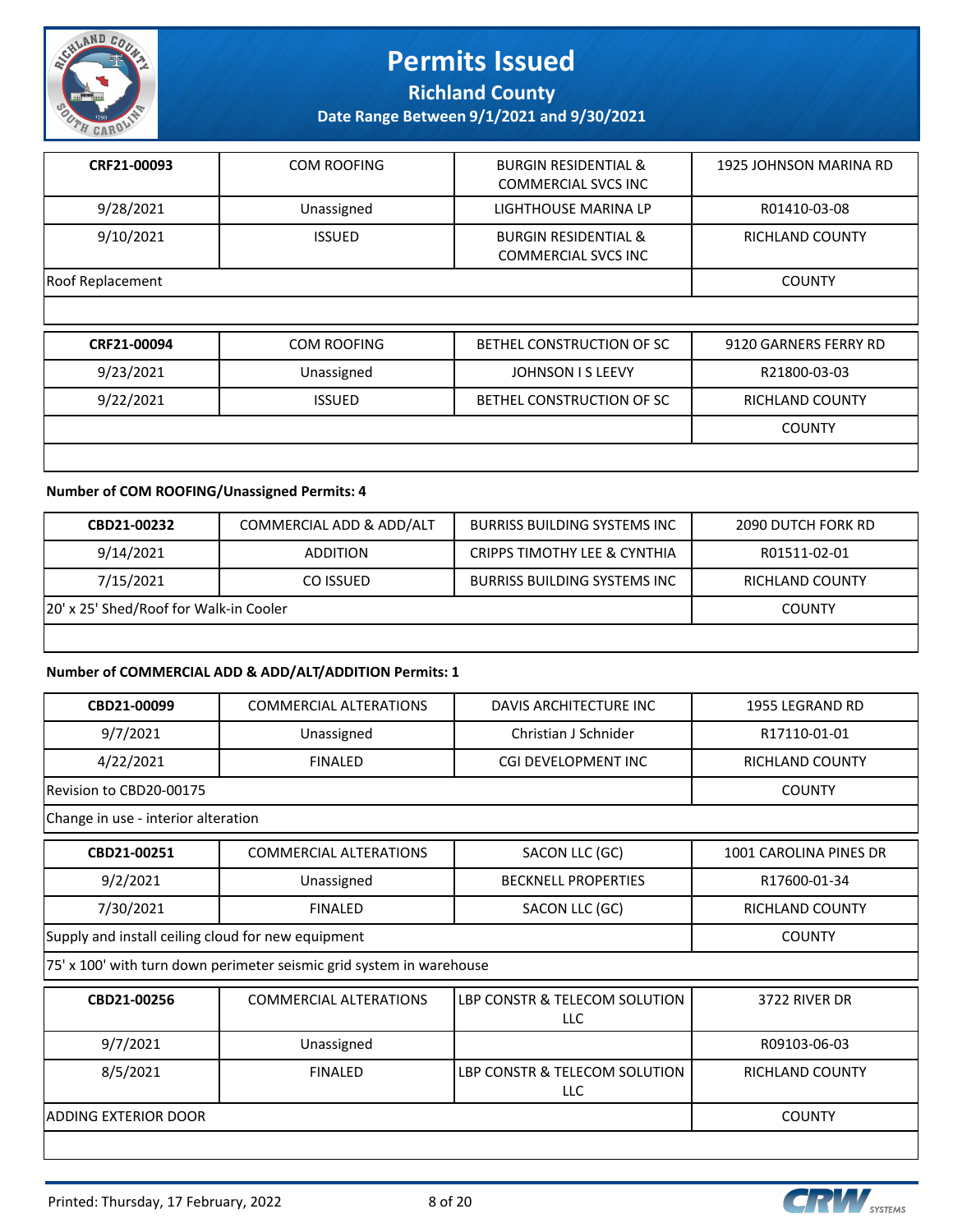| CRF21-00093 | COM ROOFING | BURGIN RESIDENTIAL & COMMERCIAL SVCS INC | 1925 JOHNSON MARINA RD |
|---|---|---|---|
| 9/28/2021 | Unassigned | LIGHTHOUSE MARINA LP | R01410-03-08 |
| 9/10/2021 | ISSUED | BURGIN RESIDENTIAL & COMMERCIAL SVCS INC | RICHLAND COUNTY |
| Roof Replacement | | | COUNTY |

| CRF21-00094 | COM ROOFING | BETHEL CONSTRUCTION OF SC | 9120 GARNERS FERRY RD |
|---|---|---|---|
| 9/23/2021 | Unassigned | JOHNSON I S LEEVY | R21800-03-03 |
| 9/22/2021 | ISSUED | BETHEL CONSTRUCTION OF SC | RICHLAND COUNTY |
| | | | COUNTY |

**Number of COM ROOFING/Unassigned Permits: 4**

| CBD21-00232 | COMMERCIAL ADD & ADD/ALT | BURRISS BUILDING SYSTEMS INC | 2090 DUTCH FORK RD |
|---|---|---|---|
| 9/14/2021 | ADDITION | CRIPPS TIMOTHY LEE & CYNTHIA | R01511-02-01 |
| 7/15/2021 | CO ISSUED | BURRISS BUILDING SYSTEMS INC | RICHLAND COUNTY |
| 20' x 25' Shed/Roof for Walk-in Cooler | | | COUNTY |

**Number of COMMERCIAL ADD & ADD/ALT/ADDITION Permits: 1**

| CBD21-00099 | COMMERCIAL ALTERATIONS | DAVIS ARCHITECTURE INC | 1955 LEGRAND RD |
|---|---|---|---|
| 9/7/2021 | Unassigned | Christian J Schnider | R17110-01-01 |
| 4/22/2021 | FINALED | CGI DEVELOPMENT INC | RICHLAND COUNTY |
| Revision to CBD20-00175 | | | COUNTY |
| Change in use - interior alteration | | | |

| CBD21-00251 | COMMERCIAL ALTERATIONS | SACON LLC (GC) | 1001 CAROLINA PINES DR |
|---|---|---|---|
| 9/2/2021 | Unassigned | BECKNELL PROPERTIES | R17600-01-34 |
| 7/30/2021 | FINALED | SACON LLC (GC) | RICHLAND COUNTY |
| Supply and install ceiling cloud for new equipment | | | COUNTY |
| 75' x 100' with turn down perimeter seismic grid system in warehouse | | | |

| CBD21-00256 | COMMERCIAL ALTERATIONS | LBP CONSTR & TELECOM SOLUTION LLC | 3722 RIVER DR |
|---|---|---|---|
| 9/7/2021 | Unassigned | | R09103-06-03 |
| 8/5/2021 | FINALED | LBP CONSTR & TELECOM SOLUTION LLC | RICHLAND COUNTY |
| ADDING EXTERIOR DOOR | | | COUNTY |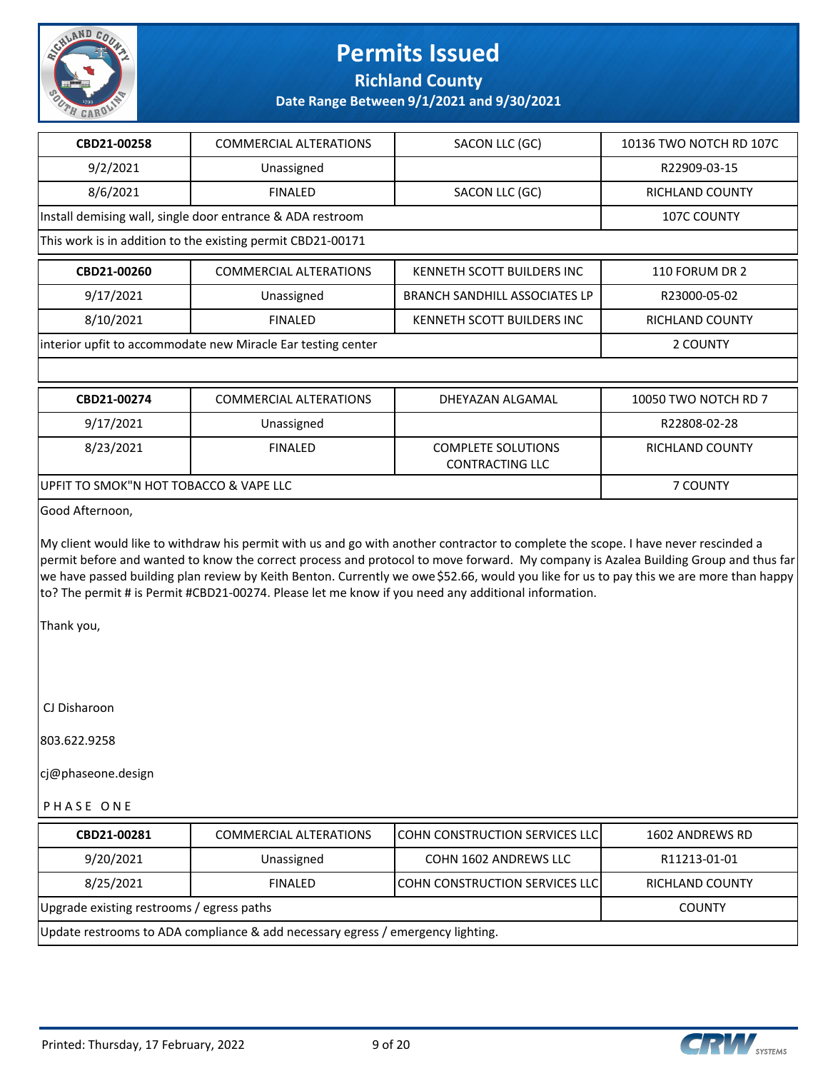# Permits Issued

## Richland County

### Date Range Between 9/1/2021 and 9/30/2021

| CBD21-00258 | COMMERCIAL ALTERATIONS | SACON LLC (GC) | 10136 TWO NOTCH RD 107C |
|---|---|---|---|
| 9/2/2021 | Unassigned | | R22909-03-15 |
| 8/6/2021 | FINALED | SACON LLC (GC) | RICHLAND COUNTY |
| Install demising wall, single door entrance & ADA restroom | | | 107C COUNTY |

This work is in addition to the existing permit CBD21-00171

| CBD21-00260 | COMMERCIAL ALTERATIONS | KENNETH SCOTT BUILDERS INC | 110 FORUM DR 2 |
|---|---|---|---|
| 9/17/2021 | Unassigned | BRANCH SANDHILL ASSOCIATES LP | R23000-05-02 |
| 8/10/2021 | FINALED | KENNETH SCOTT BUILDERS INC | RICHLAND COUNTY |
| interior upfit to accommodate new Miracle Ear testing center | | | 2 COUNTY |

| CBD21-00274 | COMMERCIAL ALTERATIONS | DHEYAZAN ALGAMAL | 10050 TWO NOTCH RD 7 |
|---|---|---|---|
| 9/17/2021 | Unassigned | | R22808-02-28 |
| 8/23/2021 | FINALED | COMPLETE SOLUTIONS CONTRACTING LLC | RICHLAND COUNTY |
| UPFIT TO SMOK"N HOT TOBACCO & VAPE LLC | | | 7 COUNTY |

Good Afternoon,

My client would like to withdraw his permit with us and go with another contractor to complete the scope. I have never rescinded a permit before and wanted to know the correct process and protocol to move forward. My company is Azalea Building Group and thus far we have passed building plan review by Keith Benton. Currently we owe $52.66, would you like for us to pay this we are more than happy to? The permit # is Permit #CBD21-00274. Please let me know if you need any additional information.

Thank you,

CJ Disharoon

803.622.9258

cj@phaseone.design

P H A S E   O N E

| CBD21-00281 | COMMERCIAL ALTERATIONS | COHN CONSTRUCTION SERVICES LLC | 1602 ANDREWS RD |
|---|---|---|---|
| 9/20/2021 | Unassigned | COHN 1602 ANDREWS LLC | R11213-01-01 |
| 8/25/2021 | FINALED | COHN CONSTRUCTION SERVICES LLC | RICHLAND COUNTY |
| Upgrade existing restrooms / egress paths | | | COUNTY |

Update restrooms to ADA compliance & add necessary egress / emergency lighting.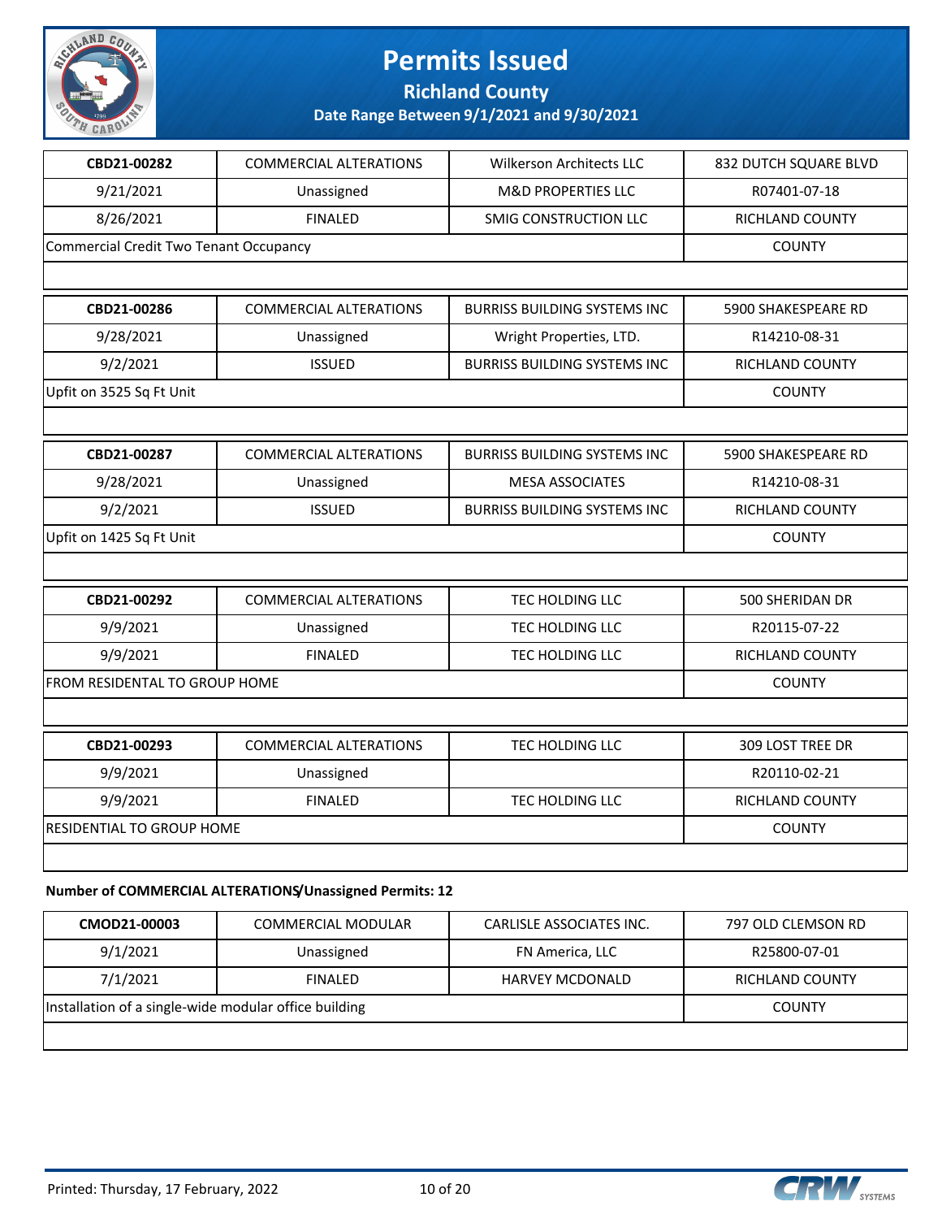# Permits Issued

## Richland County

### Date Range Between 9/1/2021 and 9/30/2021

| CBD21-00282 | COMMERCIAL ALTERATIONS | Wilkerson Architects LLC | 832 DUTCH SQUARE BLVD |
|---|---|---|---|
| 9/21/2021 | Unassigned | M&D PROPERTIES LLC | R07401-07-18 |
| 8/26/2021 | FINALED | SMIG CONSTRUCTION LLC | RICHLAND COUNTY |
| Commercial Credit Two Tenant Occupancy | | | COUNTY |

| CBD21-00286 | COMMERCIAL ALTERATIONS | BURRISS BUILDING SYSTEMS INC | 5900 SHAKESPEARE RD |
|---|---|---|---|
| 9/28/2021 | Unassigned | Wright Properties, LTD. | R14210-08-31 |
| 9/2/2021 | ISSUED | BURRISS BUILDING SYSTEMS INC | RICHLAND COUNTY |
| Upfit on 3525 Sq Ft Unit | | | COUNTY |

| CBD21-00287 | COMMERCIAL ALTERATIONS | BURRISS BUILDING SYSTEMS INC | 5900 SHAKESPEARE RD |
|---|---|---|---|
| 9/28/2021 | Unassigned | MESA ASSOCIATES | R14210-08-31 |
| 9/2/2021 | ISSUED | BURRISS BUILDING SYSTEMS INC | RICHLAND COUNTY |
| Upfit on 1425 Sq Ft Unit | | | COUNTY |

| CBD21-00292 | COMMERCIAL ALTERATIONS | TEC HOLDING LLC | 500 SHERIDAN DR |
|---|---|---|---|
| 9/9/2021 | Unassigned | TEC HOLDING LLC | R20115-07-22 |
| 9/9/2021 | FINALED | TEC HOLDING LLC | RICHLAND COUNTY |
| FROM RESIDENTAL TO GROUP HOME | | | COUNTY |

| CBD21-00293 | COMMERCIAL ALTERATIONS | TEC HOLDING LLC | 309 LOST TREE DR |
|---|---|---|---|
| 9/9/2021 | Unassigned | | R20110-02-21 |
| 9/9/2021 | FINALED | TEC HOLDING LLC | RICHLAND COUNTY |
| RESIDENTIAL TO GROUP HOME | | | COUNTY |

**Number of COMMERCIAL ALTERATIONS/Unassigned Permits: 12**

| CMOD21-00003 | COMMERCIAL MODULAR | CARLISLE ASSOCIATES INC. | 797 OLD CLEMSON RD |
|---|---|---|---|
| 9/1/2021 | Unassigned | FN America, LLC | R25800-07-01 |
| 7/1/2021 | FINALED | HARVEY MCDONALD | RICHLAND COUNTY |
| Installation of a single-wide modular office building | | | COUNTY |

Printed: Thursday, 17 February, 2022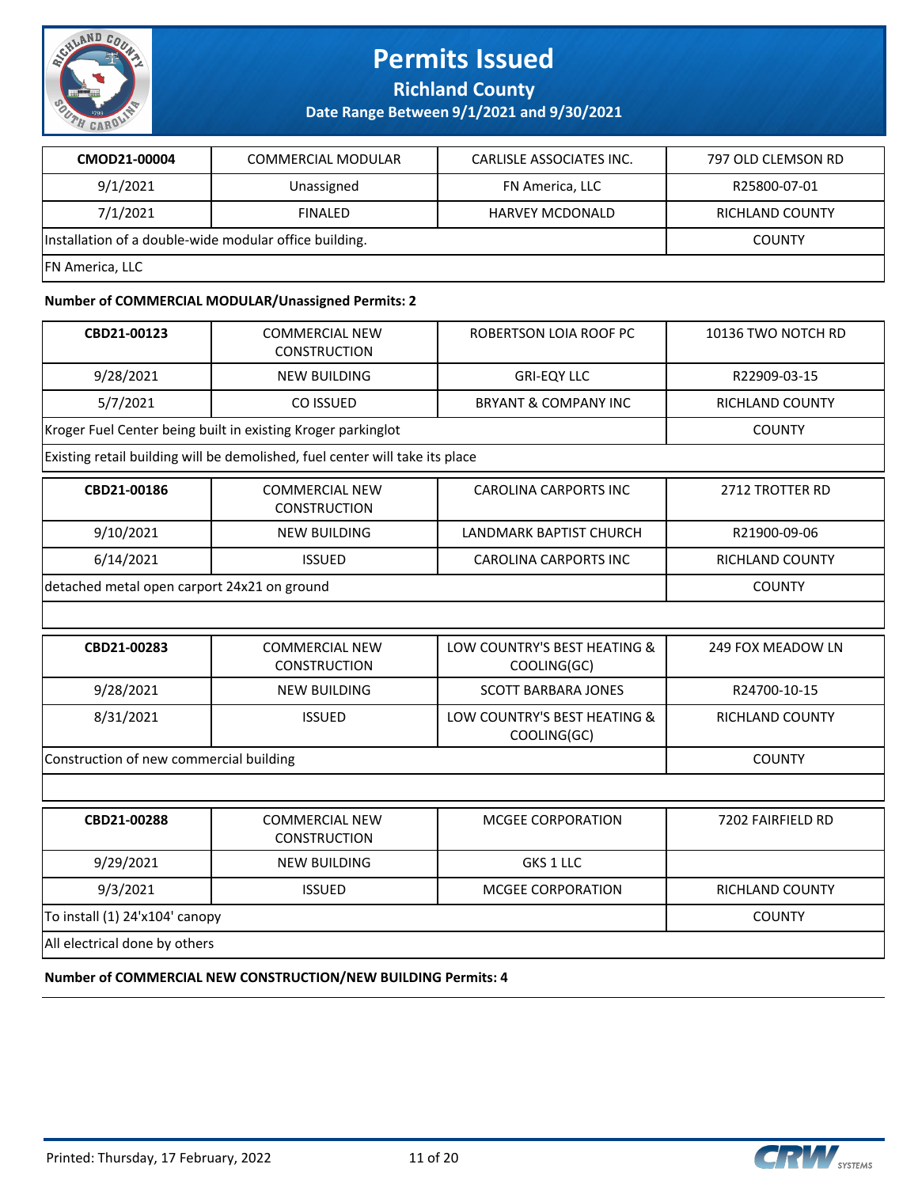# Permits Issued

## Richland County

### Date Range Between 9/1/2021 and 9/30/2021

| CMOD21-00004 | COMMERCIAL MODULAR | CARLISLE ASSOCIATES INC. | 797 OLD CLEMSON RD |
|---|---|---|---|
| 9/1/2021 | Unassigned | FN America, LLC | R25800-07-01 |
| 7/1/2021 | FINALED | HARVEY MCDONALD | RICHLAND COUNTY |
| Installation of a double-wide modular office building. | | | COUNTY |
| FN America, LLC | | | |

**Number of COMMERCIAL MODULAR/Unassigned Permits: 2**

| CBD21-00123 | COMMERCIAL NEW CONSTRUCTION | ROBERTSON LOIA ROOF PC | 10136 TWO NOTCH RD |
|---|---|---|---|
| 9/28/2021 | NEW BUILDING | GRI-EQY LLC | R22909-03-15 |
| 5/7/2021 | CO ISSUED | BRYANT & COMPANY INC | RICHLAND COUNTY |
| Kroger Fuel Center being built in existing Kroger parkinglot | | | COUNTY |
| Existing retail building will be demolished, fuel center will take its place | | | |

| CBD21-00186 | COMMERCIAL NEW CONSTRUCTION | CAROLINA CARPORTS INC | 2712 TROTTER RD |
|---|---|---|---|
| 9/10/2021 | NEW BUILDING | LANDMARK BAPTIST CHURCH | R21900-09-06 |
| 6/14/2021 | ISSUED | CAROLINA CARPORTS INC | RICHLAND COUNTY |
| detached metal open carport 24x21 on ground | | | COUNTY |
| | | | |

| CBD21-00283 | COMMERCIAL NEW CONSTRUCTION | LOW COUNTRY'S BEST HEATING & COOLING(GC) | 249 FOX MEADOW LN |
|---|---|---|---|
| 9/28/2021 | NEW BUILDING | SCOTT BARBARA JONES | R24700-10-15 |
| 8/31/2021 | ISSUED | LOW COUNTRY'S BEST HEATING & COOLING(GC) | RICHLAND COUNTY |
| Construction of new commercial building | | | COUNTY |
| | | | |

| CBD21-00288 | COMMERCIAL NEW CONSTRUCTION | MCGEE CORPORATION | 7202 FAIRFIELD RD |
|---|---|---|---|
| 9/29/2021 | NEW BUILDING | GKS 1 LLC | |
| 9/3/2021 | ISSUED | MCGEE CORPORATION | RICHLAND COUNTY |
| To install (1) 24'x104' canopy | | | COUNTY |
| All electrical done by others | | | |

**Number of COMMERCIAL NEW CONSTRUCTION/NEW BUILDING Permits: 4**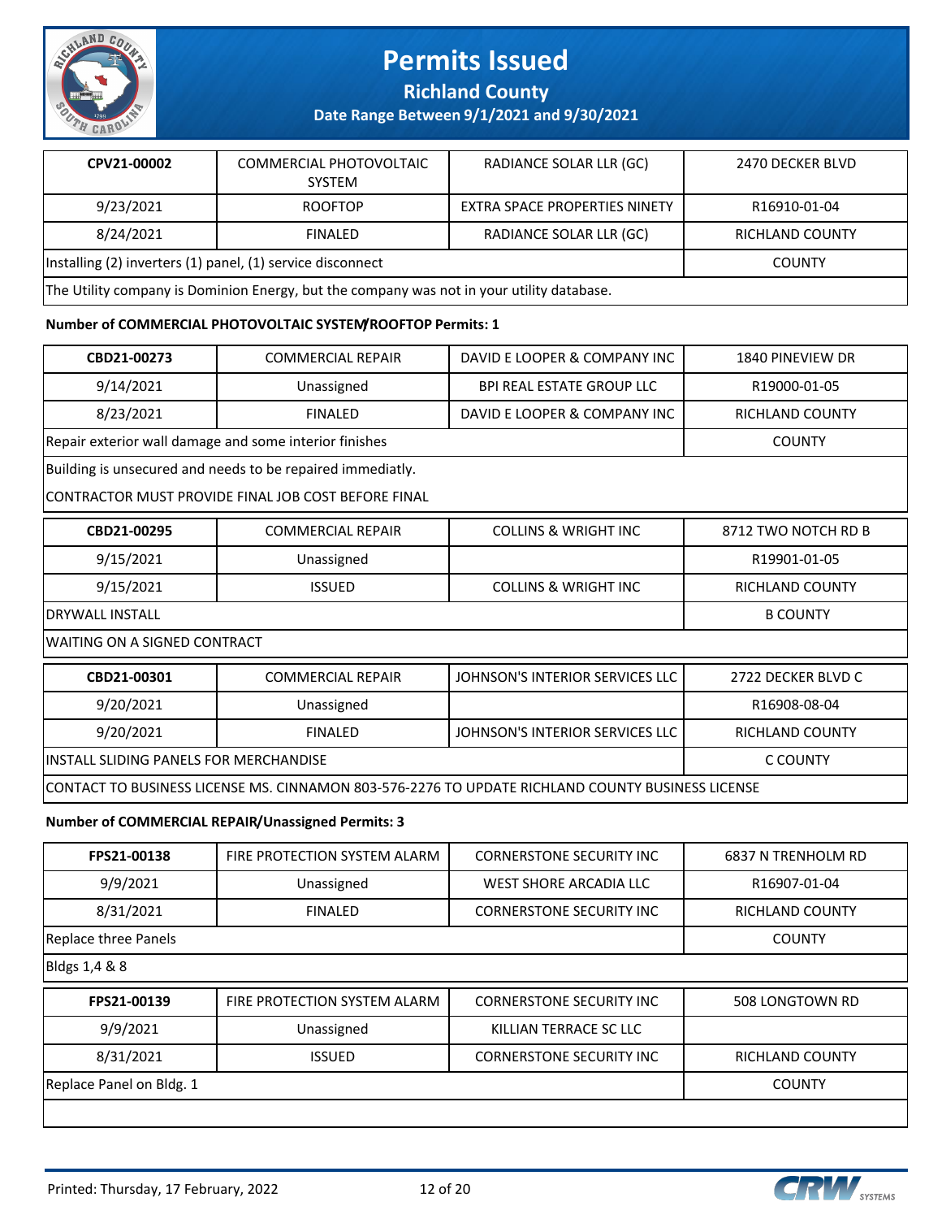# Permits Issued

## Richland County

### Date Range Between 9/1/2021 and 9/30/2021

| CPV21-00002 | COMMERCIAL PHOTOVOLTAIC SYSTEM | RADIANCE SOLAR LLR (GC) | 2470 DECKER BLVD |
|---|---|---|---|
| 9/23/2021 | ROOFTOP | EXTRA SPACE PROPERTIES NINETY | R16910-01-04 |
| 8/24/2021 | FINALED | RADIANCE SOLAR LLR (GC) | RICHLAND COUNTY |
| Installing (2) inverters (1) panel, (1) service disconnect | | | COUNTY |
| The Utility company is Dominion Energy, but the company was not in your utility database. | | | |

**Number of COMMERCIAL PHOTOVOLTAIC SYSTEM/ROOFTOP Permits: 1**

| CBD21-00273 | COMMERCIAL REPAIR | DAVID E LOOPER & COMPANY INC | 1840 PINEVIEW DR |
|---|---|---|---|
| 9/14/2021 | Unassigned | BPI REAL ESTATE GROUP LLC | R19000-01-05 |
| 8/23/2021 | FINALED | DAVID E LOOPER & COMPANY INC | RICHLAND COUNTY |
| Repair exterior wall damage and some interior finishes | | | COUNTY |
| Building is unsecured and needs to be repaired immediatly.<br>CONTRACTOR MUST PROVIDE FINAL JOB COST BEFORE FINAL | | | |

| CBD21-00295 | COMMERCIAL REPAIR | COLLINS & WRIGHT INC | 8712 TWO NOTCH RD B |
|---|---|---|---|
| 9/15/2021 | Unassigned | | R19901-01-05 |
| 9/15/2021 | ISSUED | COLLINS & WRIGHT INC | RICHLAND COUNTY |
| DRYWALL INSTALL | | | B COUNTY |
| WAITING ON A SIGNED CONTRACT | | | |

| CBD21-00301 | COMMERCIAL REPAIR | JOHNSON'S INTERIOR SERVICES LLC | 2722 DECKER BLVD C |
|---|---|---|---|
| 9/20/2021 | Unassigned | | R16908-08-04 |
| 9/20/2021 | FINALED | JOHNSON'S INTERIOR SERVICES LLC | RICHLAND COUNTY |
| INSTALL SLIDING PANELS FOR MERCHANDISE | | | C COUNTY |
| CONTACT TO BUSINESS LICENSE MS. CINNAMON 803-576-2276 TO UPDATE RICHLAND COUNTY BUSINESS LICENSE | | | |

**Number of COMMERCIAL REPAIR/Unassigned Permits: 3**

| FPS21-00138 | FIRE PROTECTION SYSTEM ALARM | CORNERSTONE SECURITY INC | 6837 N TRENHOLM RD |
|---|---|---|---|
| 9/9/2021 | Unassigned | WEST SHORE ARCADIA LLC | R16907-01-04 |
| 8/31/2021 | FINALED | CORNERSTONE SECURITY INC | RICHLAND COUNTY |
| Replace three Panels | | | COUNTY |
| Bldgs 1,4 & 8 | | | |

| FPS21-00139 | FIRE PROTECTION SYSTEM ALARM | CORNERSTONE SECURITY INC | 508 LONGTOWN RD |
|---|---|---|---|
| 9/9/2021 | Unassigned | KILLIAN TERRACE SC LLC | |
| 8/31/2021 | ISSUED | CORNERSTONE SECURITY INC | RICHLAND COUNTY |
| Replace Panel on Bldg. 1 | | | COUNTY |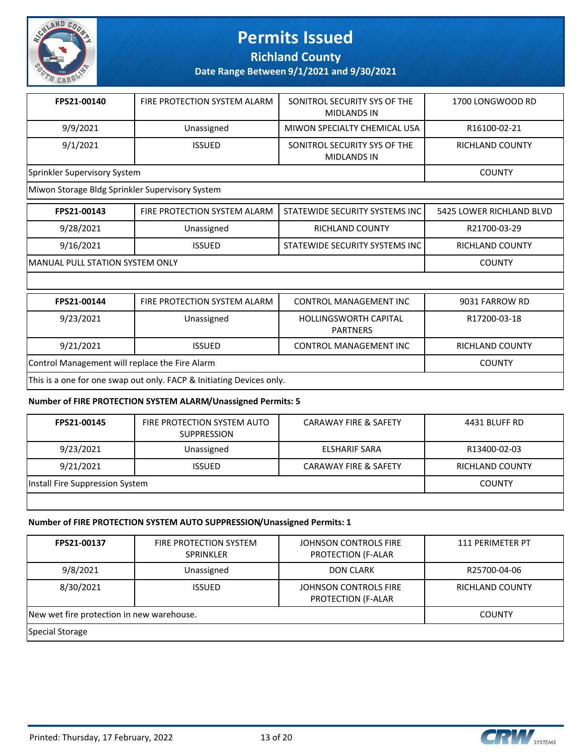# Permits Issued

**Richland County**

**Date Range Between 9/1/2021 and 9/30/2021**

| FPS21-00140 | FIRE PROTECTION SYSTEM ALARM | SONITROL SECURITY SYS OF THE MIDLANDS IN | 1700 LONGWOOD RD |
|---|---|---|---|
| 9/9/2021 | Unassigned | MIWON SPECIALTY CHEMICAL USA | R16100-02-21 |
| 9/1/2021 | ISSUED | SONITROL SECURITY SYS OF THE MIDLANDS IN | RICHLAND COUNTY |
| Sprinkler Supervisory System | | | COUNTY |
| Miwon Storage Bldg Sprinkler Supervisory System | | | |

| FPS21-00143 | FIRE PROTECTION SYSTEM ALARM | STATEWIDE SECURITY SYSTEMS INC | 5425 LOWER RICHLAND BLVD |
|---|---|---|---|
| 9/28/2021 | Unassigned | RICHLAND COUNTY | R21700-03-29 |
| 9/16/2021 | ISSUED | STATEWIDE SECURITY SYSTEMS INC | RICHLAND COUNTY |
| MANUAL PULL STATION SYSTEM ONLY | | | COUNTY |
| | | | |

| FPS21-00144 | FIRE PROTECTION SYSTEM ALARM | CONTROL MANAGEMENT INC | 9031 FARROW RD |
|---|---|---|---|
| 9/23/2021 | Unassigned | HOLLINGSWORTH CAPITAL PARTNERS | R17200-03-18 |
| 9/21/2021 | ISSUED | CONTROL MANAGEMENT INC | RICHLAND COUNTY |
| Control Management will replace the Fire Alarm | | | COUNTY |
| This is a one for one swap out only. FACP & Initiating Devices only. | | | |

**Number of FIRE PROTECTION SYSTEM ALARM/Unassigned Permits: 5**

| FPS21-00145 | FIRE PROTECTION SYSTEM AUTO SUPPRESSION | CARAWAY FIRE & SAFETY | 4431 BLUFF RD |
|---|---|---|---|
| 9/23/2021 | Unassigned | ELSHARIF SARA | R13400-02-03 |
| 9/21/2021 | ISSUED | CARAWAY FIRE & SAFETY | RICHLAND COUNTY |
| Install Fire Suppression System | | | COUNTY |
| | | | |

**Number of FIRE PROTECTION SYSTEM AUTO SUPPRESSION/Unassigned Permits: 1**

| FPS21-00137 | FIRE PROTECTION SYSTEM SPRINKLER | JOHNSON CONTROLS FIRE PROTECTION (F-ALAR | 111 PERIMETER PT |
|---|---|---|---|
| 9/8/2021 | Unassigned | DON CLARK | R25700-04-06 |
| 8/30/2021 | ISSUED | JOHNSON CONTROLS FIRE PROTECTION (F-ALAR | RICHLAND COUNTY |
| New wet fire protection in new warehouse. | | | COUNTY |
| Special Storage | | | |

Printed: Thursday, 17 February, 2022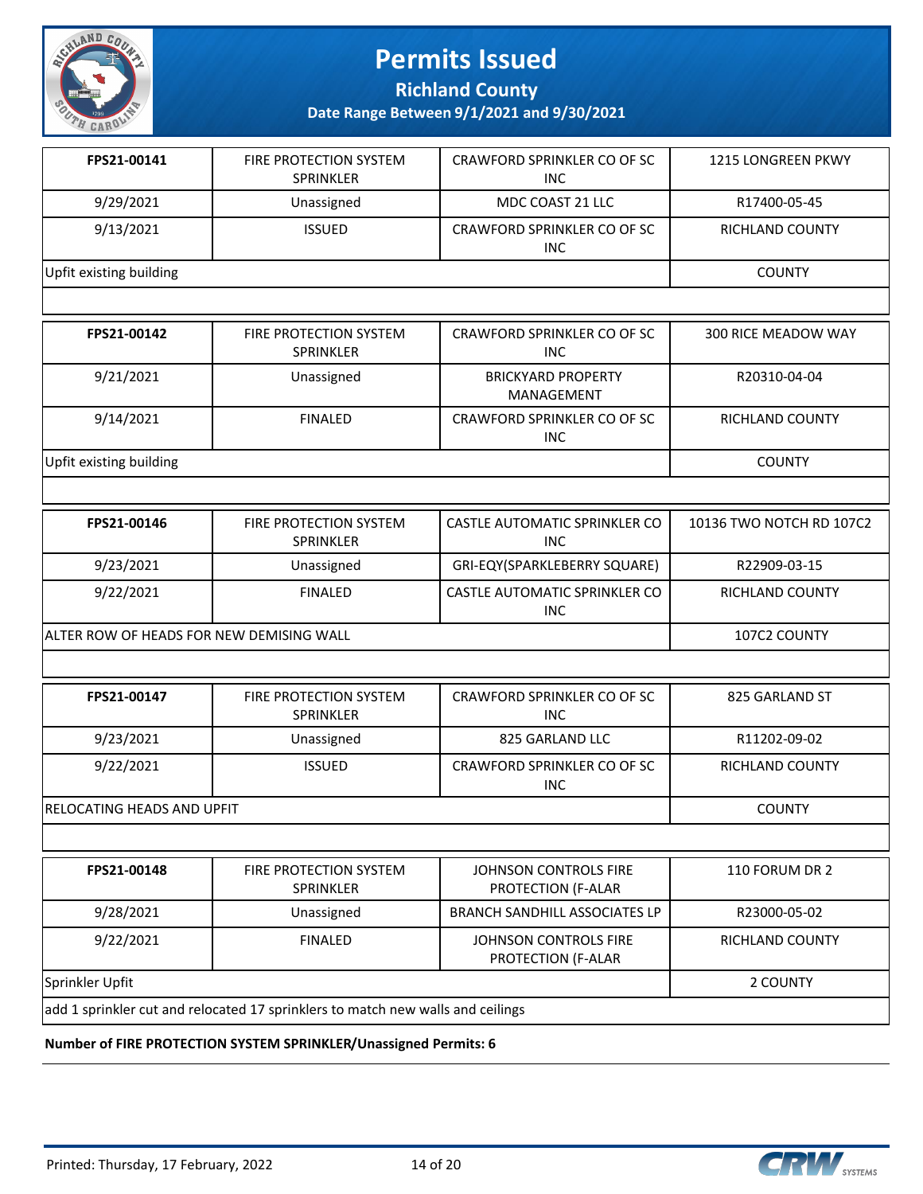# Permits Issued

## Richland County

### Date Range Between 9/1/2021 and 9/30/2021

| FPS21-00141 | FIRE PROTECTION SYSTEM SPRINKLER | CRAWFORD SPRINKLER CO OF SC INC | 1215 LONGREEN PKWY |
|---|---|---|---|
| 9/29/2021 | Unassigned | MDC COAST 21 LLC | R17400-05-45 |
| 9/13/2021 | ISSUED | CRAWFORD SPRINKLER CO OF SC INC | RICHLAND COUNTY |
| Upfit existing building | | | COUNTY |

| FPS21-00142 | FIRE PROTECTION SYSTEM SPRINKLER | CRAWFORD SPRINKLER CO OF SC INC | 300 RICE MEADOW WAY |
|---|---|---|---|
| 9/21/2021 | Unassigned | BRICKYARD PROPERTY MANAGEMENT | R20310-04-04 |
| 9/14/2021 | FINALED | CRAWFORD SPRINKLER CO OF SC INC | RICHLAND COUNTY |
| Upfit existing building | | | COUNTY |

| FPS21-00146 | FIRE PROTECTION SYSTEM SPRINKLER | CASTLE AUTOMATIC SPRINKLER CO INC | 10136 TWO NOTCH RD 107C2 |
|---|---|---|---|
| 9/23/2021 | Unassigned | GRI-EQY(SPARKLEBERRY SQUARE) | R22909-03-15 |
| 9/22/2021 | FINALED | CASTLE AUTOMATIC SPRINKLER CO INC | RICHLAND COUNTY |
| ALTER ROW OF HEADS FOR NEW DEMISING WALL | | | 107C2 COUNTY |

| FPS21-00147 | FIRE PROTECTION SYSTEM SPRINKLER | CRAWFORD SPRINKLER CO OF SC INC | 825 GARLAND ST |
|---|---|---|---|
| 9/23/2021 | Unassigned | 825 GARLAND LLC | R11202-09-02 |
| 9/22/2021 | ISSUED | CRAWFORD SPRINKLER CO OF SC INC | RICHLAND COUNTY |
| RELOCATING HEADS AND UPFIT | | | COUNTY |

| FPS21-00148 | FIRE PROTECTION SYSTEM SPRINKLER | JOHNSON CONTROLS FIRE PROTECTION (F-ALAR | 110 FORUM DR 2 |
|---|---|---|---|
| 9/28/2021 | Unassigned | BRANCH SANDHILL ASSOCIATES LP | R23000-05-02 |
| 9/22/2021 | FINALED | JOHNSON CONTROLS FIRE PROTECTION (F-ALAR | RICHLAND COUNTY |
| Sprinkler Upfit | | | 2 COUNTY |
| add 1 sprinkler cut and relocated 17 sprinklers to match new walls and ceilings | | | |

**Number of FIRE PROTECTION SYSTEM SPRINKLER/Unassigned Permits: 6**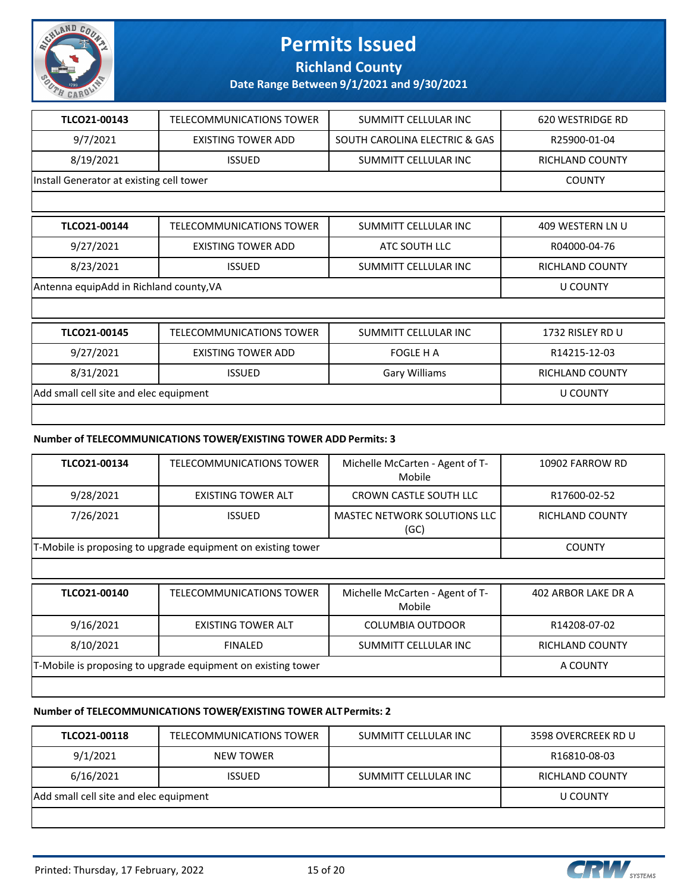# Permits Issued

## Richland County

### Date Range Between 9/1/2021 and 9/30/2021

| TLCO21-00143 | TELECOMMUNICATIONS TOWER | SUMMITT CELLULAR INC | 620 WESTRIDGE RD |
|---|---|---|---|
| 9/7/2021 | EXISTING TOWER ADD | SOUTH CAROLINA ELECTRIC & GAS | R25900-01-04 |
| 8/19/2021 | ISSUED | SUMMITT CELLULAR INC | RICHLAND COUNTY |
| Install Generator at existing cell tower | | | COUNTY |

| TLCO21-00144 | TELECOMMUNICATIONS TOWER | SUMMITT CELLULAR INC | 409 WESTERN LN U |
|---|---|---|---|
| 9/27/2021 | EXISTING TOWER ADD | ATC SOUTH LLC | R04000-04-76 |
| 8/23/2021 | ISSUED | SUMMITT CELLULAR INC | RICHLAND COUNTY |
| Antenna equipAdd in Richland county,VA | | | U COUNTY |

| TLCO21-00145 | TELECOMMUNICATIONS TOWER | SUMMITT CELLULAR INC | 1732 RISLEY RD U |
|---|---|---|---|
| 9/27/2021 | EXISTING TOWER ADD | FOGLE H A | R14215-12-03 |
| 8/31/2021 | ISSUED | Gary Williams | RICHLAND COUNTY |
| Add small cell site and elec equipment | | | U COUNTY |

**Number of TELECOMMUNICATIONS TOWER/EXISTING TOWER ADD Permits: 3**

| TLCO21-00134 | TELECOMMUNICATIONS TOWER | Michelle McCarten - Agent of T-Mobile | 10902 FARROW RD |
|---|---|---|---|
| 9/28/2021 | EXISTING TOWER ALT | CROWN CASTLE SOUTH LLC | R17600-02-52 |
| 7/26/2021 | ISSUED | MASTEC NETWORK SOLUTIONS LLC (GC) | RICHLAND COUNTY |
| T-Mobile is proposing to upgrade equipment on existing tower | | | COUNTY |

| TLCO21-00140 | TELECOMMUNICATIONS TOWER | Michelle McCarten - Agent of T-Mobile | 402 ARBOR LAKE DR A |
|---|---|---|---|
| 9/16/2021 | EXISTING TOWER ALT | COLUMBIA OUTDOOR | R14208-07-02 |
| 8/10/2021 | FINALED | SUMMITT CELLULAR INC | RICHLAND COUNTY |
| T-Mobile is proposing to upgrade equipment on existing tower | | | A COUNTY |

**Number of TELECOMMUNICATIONS TOWER/EXISTING TOWER ALT Permits: 2**

| TLCO21-00118 | TELECOMMUNICATIONS TOWER | SUMMITT CELLULAR INC | 3598 OVERCREEK RD U |
|---|---|---|---|
| 9/1/2021 | NEW TOWER | | R16810-08-03 |
| 6/16/2021 | ISSUED | SUMMITT CELLULAR INC | RICHLAND COUNTY |
| Add small cell site and elec equipment | | | U COUNTY |

Printed: Thursday, 17 February, 2022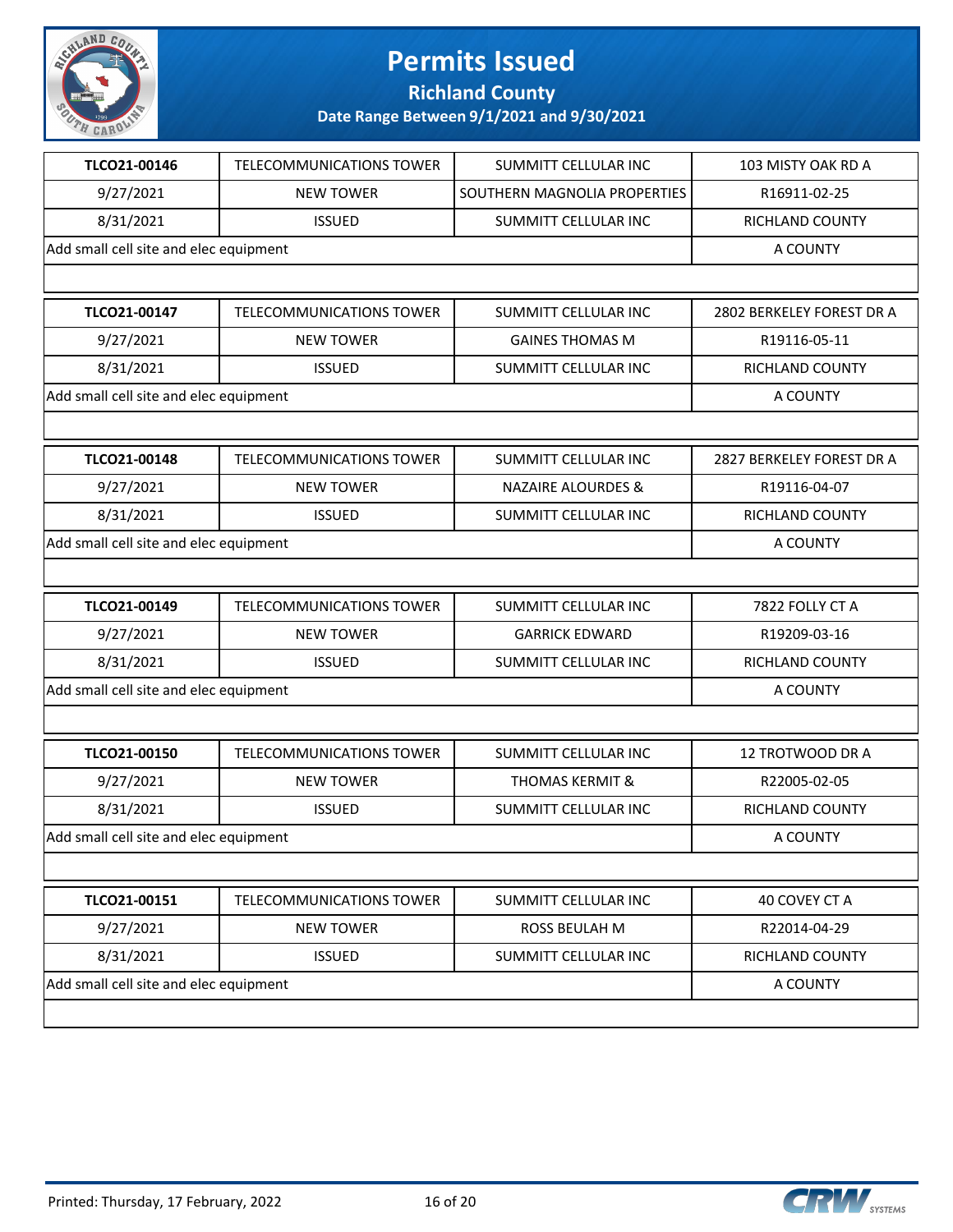# Permits Issued

## Richland County

### Date Range Between 9/1/2021 and 9/30/2021

| | | | |
|---|---|---|---|
| **TLCO21-00146** | TELECOMMUNICATIONS TOWER | SUMMITT CELLULAR INC | 103 MISTY OAK RD A |
| 9/27/2021 | NEW TOWER | SOUTHERN MAGNOLIA PROPERTIES | R16911-02-25 |
| 8/31/2021 | ISSUED | SUMMITT CELLULAR INC | RICHLAND COUNTY |
| Add small cell site and elec equipment | | | A COUNTY |

| | | | |
|---|---|---|---|
| **TLCO21-00147** | TELECOMMUNICATIONS TOWER | SUMMITT CELLULAR INC | 2802 BERKELEY FOREST DR A |
| 9/27/2021 | NEW TOWER | GAINES THOMAS M | R19116-05-11 |
| 8/31/2021 | ISSUED | SUMMITT CELLULAR INC | RICHLAND COUNTY |
| Add small cell site and elec equipment | | | A COUNTY |

| | | | |
|---|---|---|---|
| **TLCO21-00148** | TELECOMMUNICATIONS TOWER | SUMMITT CELLULAR INC | 2827 BERKELEY FOREST DR A |
| 9/27/2021 | NEW TOWER | NAZAIRE ALOURDES & | R19116-04-07 |
| 8/31/2021 | ISSUED | SUMMITT CELLULAR INC | RICHLAND COUNTY |
| Add small cell site and elec equipment | | | A COUNTY |

| | | | |
|---|---|---|---|
| **TLCO21-00149** | TELECOMMUNICATIONS TOWER | SUMMITT CELLULAR INC | 7822 FOLLY CT A |
| 9/27/2021 | NEW TOWER | GARRICK EDWARD | R19209-03-16 |
| 8/31/2021 | ISSUED | SUMMITT CELLULAR INC | RICHLAND COUNTY |
| Add small cell site and elec equipment | | | A COUNTY |

| | | | |
|---|---|---|---|
| **TLCO21-00150** | TELECOMMUNICATIONS TOWER | SUMMITT CELLULAR INC | 12 TROTWOOD DR A |
| 9/27/2021 | NEW TOWER | THOMAS KERMIT & | R22005-02-05 |
| 8/31/2021 | ISSUED | SUMMITT CELLULAR INC | RICHLAND COUNTY |
| Add small cell site and elec equipment | | | A COUNTY |

| | | | |
|---|---|---|---|
| **TLCO21-00151** | TELECOMMUNICATIONS TOWER | SUMMITT CELLULAR INC | 40 COVEY CT A |
| 9/27/2021 | NEW TOWER | ROSS BEULAH M | R22014-04-29 |
| 8/31/2021 | ISSUED | SUMMITT CELLULAR INC | RICHLAND COUNTY |
| Add small cell site and elec equipment | | | A COUNTY |

Printed: Thursday, 17 February, 2022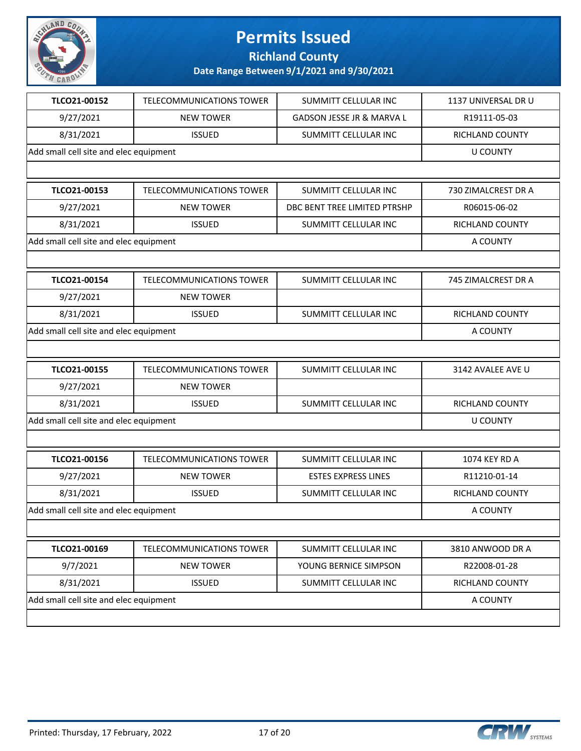# Permits Issued

**Richland County**

**Date Range Between 9/1/2021 and 9/30/2021**

| | | | |
|---|---|---|---|
| **TLCO21-00152** | TELECOMMUNICATIONS TOWER | SUMMITT CELLULAR INC | 1137 UNIVERSAL DR U |
| 9/27/2021 | NEW TOWER | GADSON JESSE JR & MARVA L | R19111-05-03 |
| 8/31/2021 | ISSUED | SUMMITT CELLULAR INC | RICHLAND COUNTY |
| Add small cell site and elec equipment | | | U COUNTY |

| | | | |
|---|---|---|---|
| **TLCO21-00153** | TELECOMMUNICATIONS TOWER | SUMMITT CELLULAR INC | 730 ZIMALCREST DR A |
| 9/27/2021 | NEW TOWER | DBC BENT TREE LIMITED PTRSHP | R06015-06-02 |
| 8/31/2021 | ISSUED | SUMMITT CELLULAR INC | RICHLAND COUNTY |
| Add small cell site and elec equipment | | | A COUNTY |

| | | | |
|---|---|---|---|
| **TLCO21-00154** | TELECOMMUNICATIONS TOWER | SUMMITT CELLULAR INC | 745 ZIMALCREST DR A |
| 9/27/2021 | NEW TOWER | | |
| 8/31/2021 | ISSUED | SUMMITT CELLULAR INC | RICHLAND COUNTY |
| Add small cell site and elec equipment | | | A COUNTY |

| | | | |
|---|---|---|---|
| **TLCO21-00155** | TELECOMMUNICATIONS TOWER | SUMMITT CELLULAR INC | 3142 AVALEE AVE U |
| 9/27/2021 | NEW TOWER | | |
| 8/31/2021 | ISSUED | SUMMITT CELLULAR INC | RICHLAND COUNTY |
| Add small cell site and elec equipment | | | U COUNTY |

| | | | |
|---|---|---|---|
| **TLCO21-00156** | TELECOMMUNICATIONS TOWER | SUMMITT CELLULAR INC | 1074 KEY RD A |
| 9/27/2021 | NEW TOWER | ESTES EXPRESS LINES | R11210-01-14 |
| 8/31/2021 | ISSUED | SUMMITT CELLULAR INC | RICHLAND COUNTY |
| Add small cell site and elec equipment | | | A COUNTY |

| | | | |
|---|---|---|---|
| **TLCO21-00169** | TELECOMMUNICATIONS TOWER | SUMMITT CELLULAR INC | 3810 ANWOOD DR A |
| 9/7/2021 | NEW TOWER | YOUNG BERNICE SIMPSON | R22008-01-28 |
| 8/31/2021 | ISSUED | SUMMITT CELLULAR INC | RICHLAND COUNTY |
| Add small cell site and elec equipment | | | A COUNTY |

Printed: Thursday, 17 February, 2022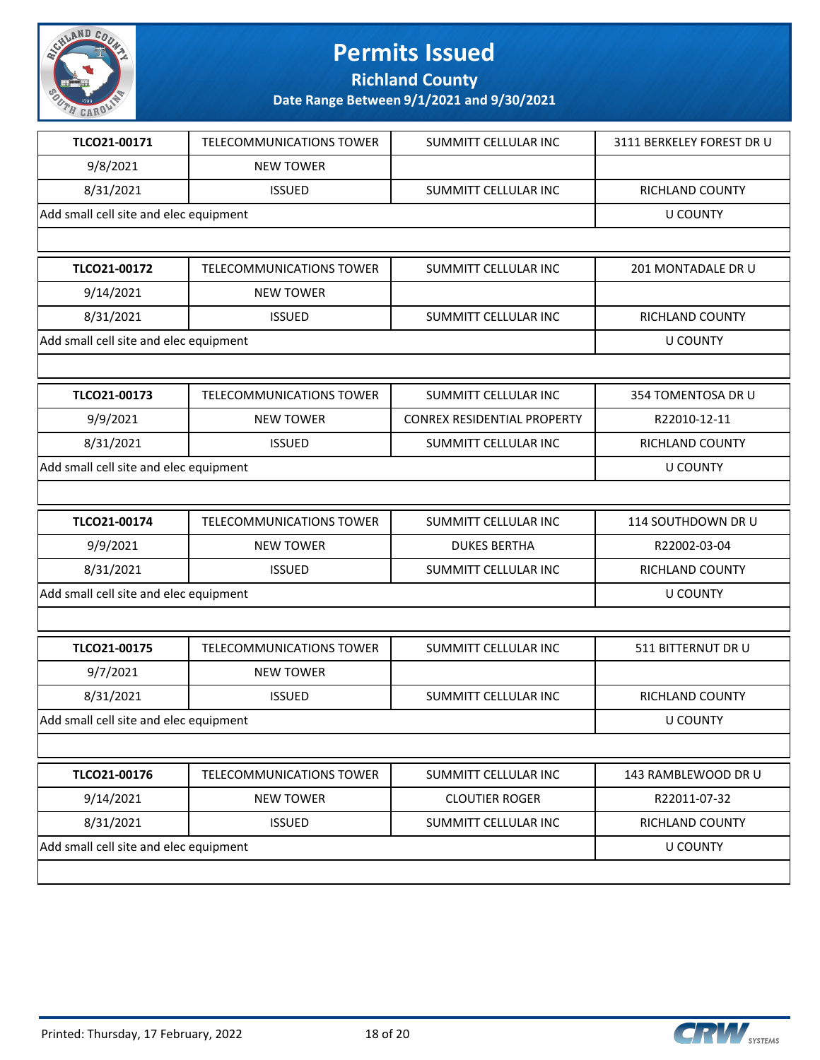# Permits Issued

## Richland County

### Date Range Between 9/1/2021 and 9/30/2021

| TLCO21-00171 | TELECOMMUNICATIONS TOWER | SUMMITT CELLULAR INC | 3111 BERKELEY FOREST DR U |
|---|---|---|---|
| 9/8/2021 | NEW TOWER | | |
| 8/31/2021 | ISSUED | SUMMITT CELLULAR INC | RICHLAND COUNTY |
| Add small cell site and elec equipment | | | U COUNTY |

| TLCO21-00172 | TELECOMMUNICATIONS TOWER | SUMMITT CELLULAR INC | 201 MONTADALE DR U |
|---|---|---|---|
| 9/14/2021 | NEW TOWER | | |
| 8/31/2021 | ISSUED | SUMMITT CELLULAR INC | RICHLAND COUNTY |
| Add small cell site and elec equipment | | | U COUNTY |

| TLCO21-00173 | TELECOMMUNICATIONS TOWER | SUMMITT CELLULAR INC | 354 TOMENTOSA DR U |
|---|---|---|---|
| 9/9/2021 | NEW TOWER | CONREX RESIDENTIAL PROPERTY | R22010-12-11 |
| 8/31/2021 | ISSUED | SUMMITT CELLULAR INC | RICHLAND COUNTY |
| Add small cell site and elec equipment | | | U COUNTY |

| TLCO21-00174 | TELECOMMUNICATIONS TOWER | SUMMITT CELLULAR INC | 114 SOUTHDOWN DR U |
|---|---|---|---|
| 9/9/2021 | NEW TOWER | DUKES BERTHA | R22002-03-04 |
| 8/31/2021 | ISSUED | SUMMITT CELLULAR INC | RICHLAND COUNTY |
| Add small cell site and elec equipment | | | U COUNTY |

| TLCO21-00175 | TELECOMMUNICATIONS TOWER | SUMMITT CELLULAR INC | 511 BITTERNUT DR U |
|---|---|---|---|
| 9/7/2021 | NEW TOWER | | |
| 8/31/2021 | ISSUED | SUMMITT CELLULAR INC | RICHLAND COUNTY |
| Add small cell site and elec equipment | | | U COUNTY |

| TLCO21-00176 | TELECOMMUNICATIONS TOWER | SUMMITT CELLULAR INC | 143 RAMBLEWOOD DR U |
|---|---|---|---|
| 9/14/2021 | NEW TOWER | CLOUTIER ROGER | R22011-07-32 |
| 8/31/2021 | ISSUED | SUMMITT CELLULAR INC | RICHLAND COUNTY |
| Add small cell site and elec equipment | | | U COUNTY |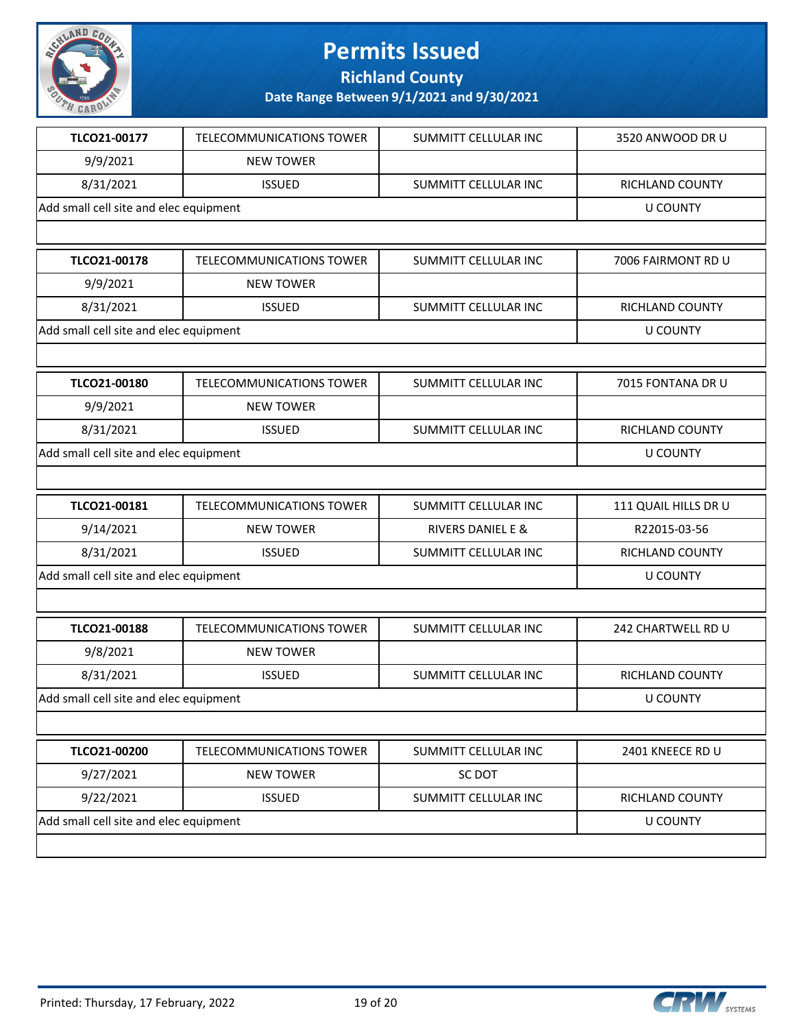# Permits Issued

## Richland County

### Date Range Between 9/1/2021 and 9/30/2021

| | | | |
|---|---|---|---|
| **TLCO21-00177** | TELECOMMUNICATIONS TOWER | SUMMITT CELLULAR INC | 3520 ANWOOD DR U |
| 9/9/2021 | NEW TOWER | | |
| 8/31/2021 | ISSUED | SUMMITT CELLULAR INC | RICHLAND COUNTY |
| Add small cell site and elec equipment | | | U COUNTY |

| | | | |
|---|---|---|---|
| **TLCO21-00178** | TELECOMMUNICATIONS TOWER | SUMMITT CELLULAR INC | 7006 FAIRMONT RD U |
| 9/9/2021 | NEW TOWER | | |
| 8/31/2021 | ISSUED | SUMMITT CELLULAR INC | RICHLAND COUNTY |
| Add small cell site and elec equipment | | | U COUNTY |

| | | | |
|---|---|---|---|
| **TLCO21-00180** | TELECOMMUNICATIONS TOWER | SUMMITT CELLULAR INC | 7015 FONTANA DR U |
| 9/9/2021 | NEW TOWER | | |
| 8/31/2021 | ISSUED | SUMMITT CELLULAR INC | RICHLAND COUNTY |
| Add small cell site and elec equipment | | | U COUNTY |

| | | | |
|---|---|---|---|
| **TLCO21-00181** | TELECOMMUNICATIONS TOWER | SUMMITT CELLULAR INC | 111 QUAIL HILLS DR U |
| 9/14/2021 | NEW TOWER | RIVERS DANIEL E & | R22015-03-56 |
| 8/31/2021 | ISSUED | SUMMITT CELLULAR INC | RICHLAND COUNTY |
| Add small cell site and elec equipment | | | U COUNTY |

| | | | |
|---|---|---|---|
| **TLCO21-00188** | TELECOMMUNICATIONS TOWER | SUMMITT CELLULAR INC | 242 CHARTWELL RD U |
| 9/8/2021 | NEW TOWER | | |
| 8/31/2021 | ISSUED | SUMMITT CELLULAR INC | RICHLAND COUNTY |
| Add small cell site and elec equipment | | | U COUNTY |

| | | | |
|---|---|---|---|
| **TLCO21-00200** | TELECOMMUNICATIONS TOWER | SUMMITT CELLULAR INC | 2401 KNEECE RD U |
| 9/27/2021 | NEW TOWER | SC DOT | |
| 9/22/2021 | ISSUED | SUMMITT CELLULAR INC | RICHLAND COUNTY |
| Add small cell site and elec equipment | | | U COUNTY |

Printed: Thursday, 17 February, 2022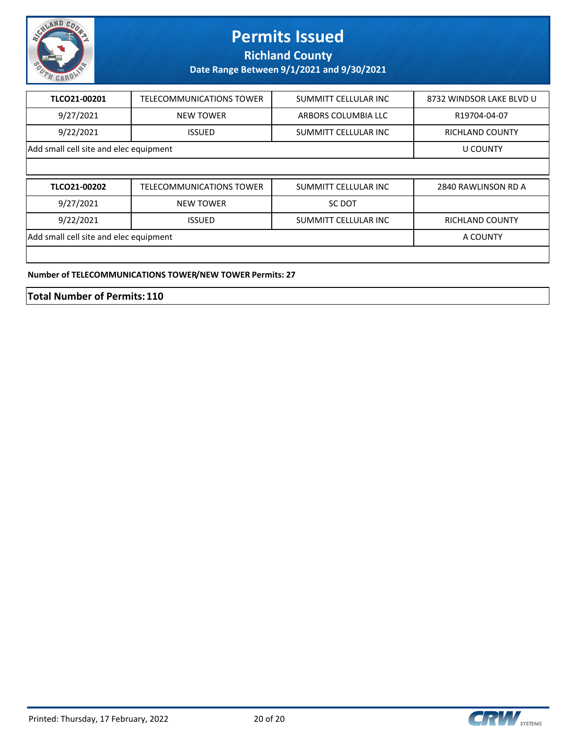# Permits Issued

## Richland County

**Date Range Between 9/1/2021 and 9/30/2021**

| | | | |
|---|---|---|---|
| **TLCO21-00201** | TELECOMMUNICATIONS TOWER | SUMMITT CELLULAR INC | 8732 WINDSOR LAKE BLVD U |
| 9/27/2021 | NEW TOWER | ARBORS COLUMBIA LLC | R19704-04-07 |
| 9/22/2021 | ISSUED | SUMMITT CELLULAR INC | RICHLAND COUNTY |
| Add small cell site and elec equipment | | | U COUNTY |

| | | | |
|---|---|---|---|
| **TLCO21-00202** | TELECOMMUNICATIONS TOWER | SUMMITT CELLULAR INC | 2840 RAWLINSON RD A |
| 9/27/2021 | NEW TOWER | SC DOT | |
| 9/22/2021 | ISSUED | SUMMITT CELLULAR INC | RICHLAND COUNTY |
| Add small cell site and elec equipment | | | A COUNTY |

**Number of TELECOMMUNICATIONS TOWER/NEW TOWER Permits: 27**

**Total Number of Permits: 110**

Printed: Thursday, 17 February, 2022